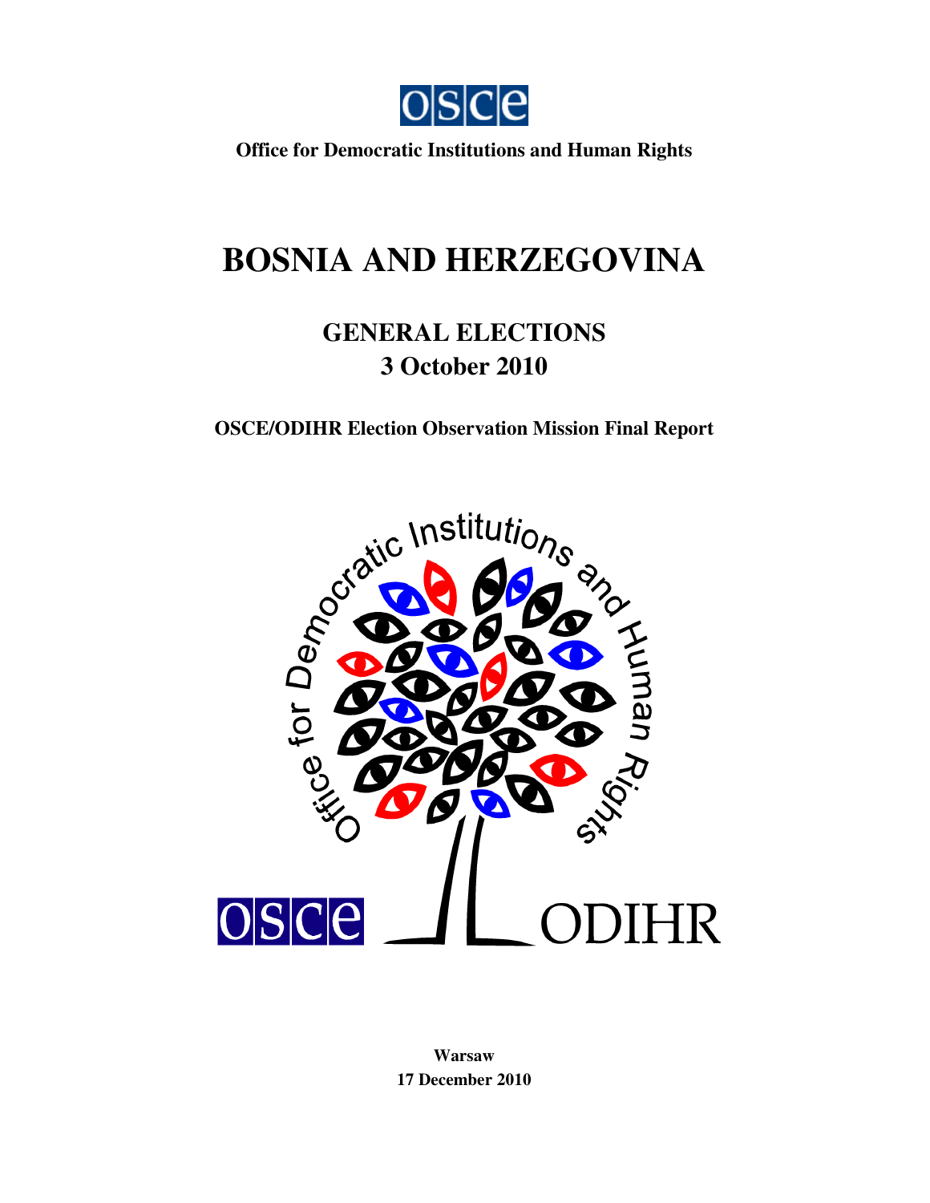OSCE

**Office for Democratic Institutions and Human Rights**

# BOSNIA AND HERZEGOVINA

## GENERAL ELECTIONS
## 3 October 2010

**OSCE/ODIHR Election Observation Mission Final Report**

**Warsaw**
**17 December 2010**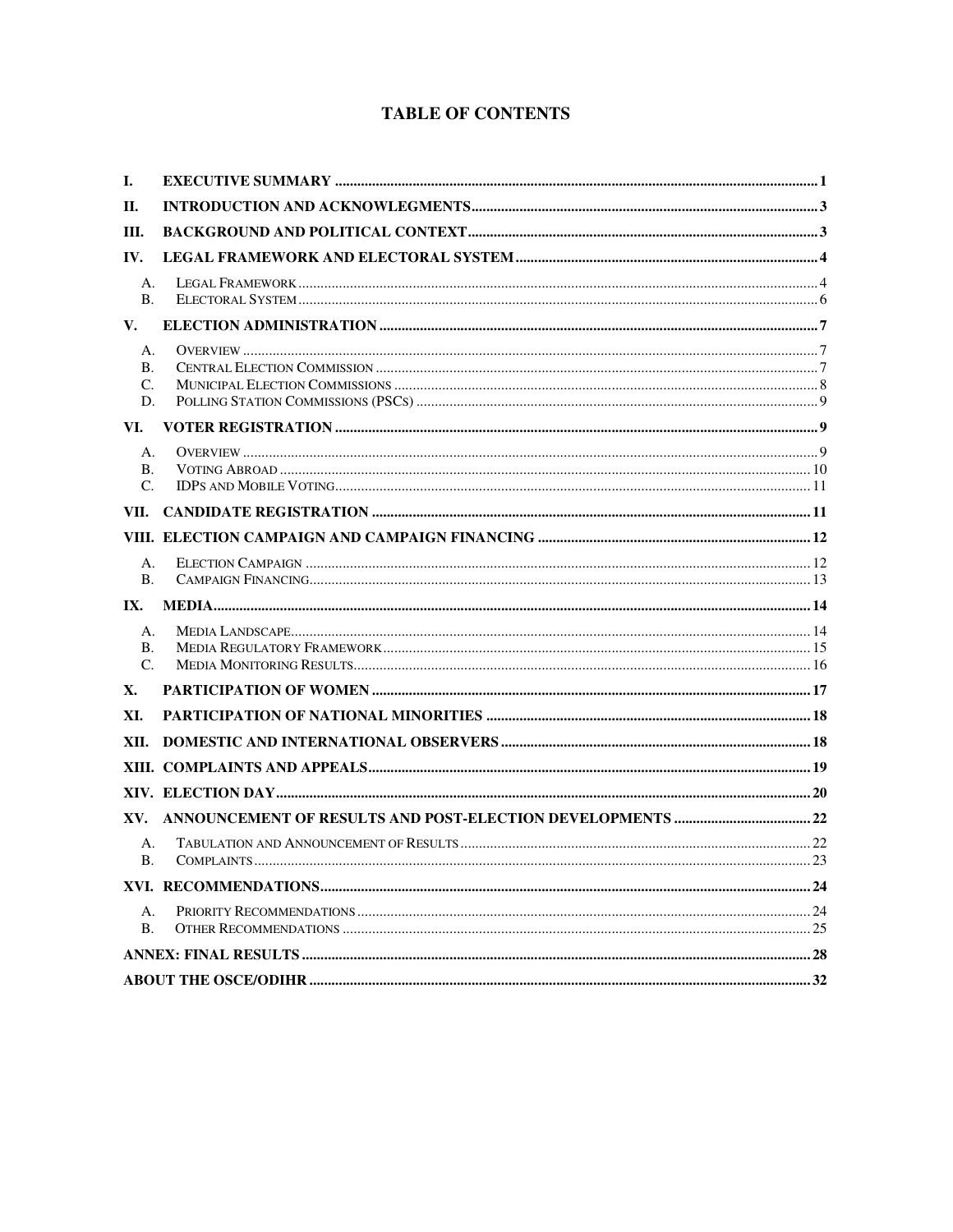# TABLE OF CONTENTS

- I. EXECUTIVE SUMMARY ..... 1
- II. INTRODUCTION AND ACKNOWLEGMENTS ..... 3
- III. BACKGROUND AND POLITICAL CONTEXT ..... 3
- IV. LEGAL FRAMEWORK AND ELECTORAL SYSTEM ..... 4
  - A. Legal Framework ..... 4
  - B. Electoral System ..... 6
- V. ELECTION ADMINISTRATION ..... 7
  - A. Overview ..... 7
  - B. Central Election Commission ..... 7
  - C. Municipal Election Commissions ..... 8
  - D. Polling Station Commissions (PSCs) ..... 9
- VI. VOTER REGISTRATION ..... 9
  - A. Overview ..... 9
  - B. Voting Abroad ..... 10
  - C. IDPs and Mobile Voting ..... 11
- VII. CANDIDATE REGISTRATION ..... 11
- VIII. ELECTION CAMPAIGN AND CAMPAIGN FINANCING ..... 12
  - A. Election Campaign ..... 12
  - B. Campaign Financing ..... 13
- IX. MEDIA ..... 14
  - A. Media Landscape ..... 14
  - B. Media Regulatory Framework ..... 15
  - C. Media Monitoring Results ..... 16
- X. PARTICIPATION OF WOMEN ..... 17
- XI. PARTICIPATION OF NATIONAL MINORITIES ..... 18
- XII. DOMESTIC AND INTERNATIONAL OBSERVERS ..... 18
- XIII. COMPLAINTS AND APPEALS ..... 19
- XIV. ELECTION DAY ..... 20
- XV. ANNOUNCEMENT OF RESULTS AND POST-ELECTION DEVELOPMENTS ..... 22
  - A. Tabulation and Announcement of Results ..... 22
  - B. Complaints ..... 23
- XVI. RECOMMENDATIONS ..... 24
  - A. Priority Recommendations ..... 24
  - B. Other Recommendations ..... 25
- ANNEX: FINAL RESULTS ..... 28
- ABOUT THE OSCE/ODIHR ..... 32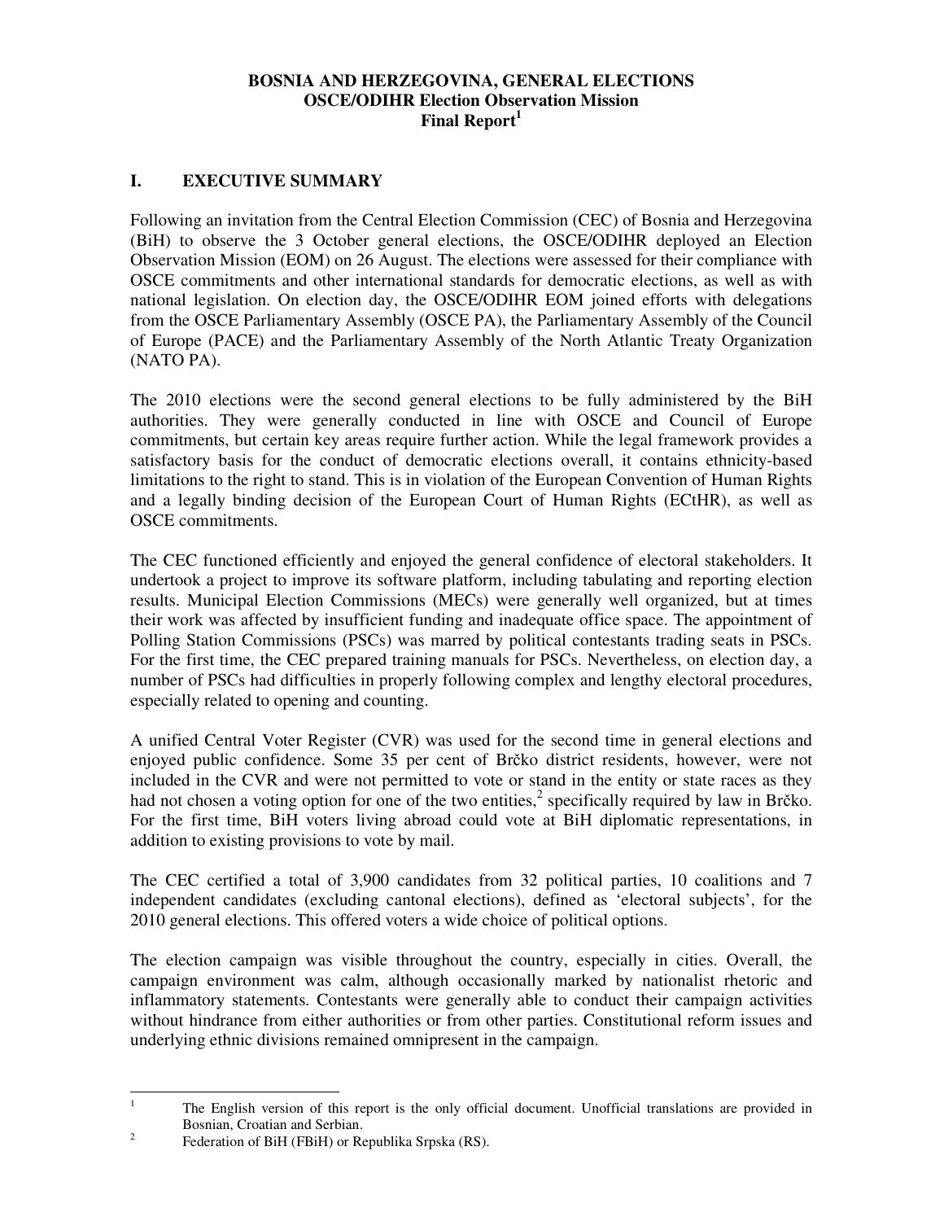**BOSNIA AND HERZEGOVINA, GENERAL ELECTIONS**
**OSCE/ODIHR Election Observation Mission**
**Final Report[1]**

## I. EXECUTIVE SUMMARY

Following an invitation from the Central Election Commission (CEC) of Bosnia and Herzegovina (BiH) to observe the 3 October general elections, the OSCE/ODIHR deployed an Election Observation Mission (EOM) on 26 August. The elections were assessed for their compliance with OSCE commitments and other international standards for democratic elections, as well as with national legislation. On election day, the OSCE/ODIHR EOM joined efforts with delegations from the OSCE Parliamentary Assembly (OSCE PA), the Parliamentary Assembly of the Council of Europe (PACE) and the Parliamentary Assembly of the North Atlantic Treaty Organization (NATO PA).

The 2010 elections were the second general elections to be fully administered by the BiH authorities. They were generally conducted in line with OSCE and Council of Europe commitments, but certain key areas require further action. While the legal framework provides a satisfactory basis for the conduct of democratic elections overall, it contains ethnicity-based limitations to the right to stand. This is in violation of the European Convention of Human Rights and a legally binding decision of the European Court of Human Rights (ECtHR), as well as OSCE commitments.

The CEC functioned efficiently and enjoyed the general confidence of electoral stakeholders. It undertook a project to improve its software platform, including tabulating and reporting election results. Municipal Election Commissions (MECs) were generally well organized, but at times their work was affected by insufficient funding and inadequate office space. The appointment of Polling Station Commissions (PSCs) was marred by political contestants trading seats in PSCs. For the first time, the CEC prepared training manuals for PSCs. Nevertheless, on election day, a number of PSCs had difficulties in properly following complex and lengthy electoral procedures, especially related to opening and counting.

A unified Central Voter Register (CVR) was used for the second time in general elections and enjoyed public confidence. Some 35 per cent of Brčko district residents, however, were not included in the CVR and were not permitted to vote or stand in the entity or state races as they had not chosen a voting option for one of the two entities,[2] specifically required by law in Brčko. For the first time, BiH voters living abroad could vote at BiH diplomatic representations, in addition to existing provisions to vote by mail.

The CEC certified a total of 3,900 candidates from 32 political parties, 10 coalitions and 7 independent candidates (excluding cantonal elections), defined as 'electoral subjects', for the 2010 general elections. This offered voters a wide choice of political options.

The election campaign was visible throughout the country, especially in cities. Overall, the campaign environment was calm, although occasionally marked by nationalist rhetoric and inflammatory statements. Contestants were generally able to conduct their campaign activities without hindrance from either authorities or from other parties. Constitutional reform issues and underlying ethnic divisions remained omnipresent in the campaign.

---

[1] The English version of this report is the only official document. Unofficial translations are provided in Bosnian, Croatian and Serbian.

[2] Federation of BiH (FBiH) or Republika Srpska (RS).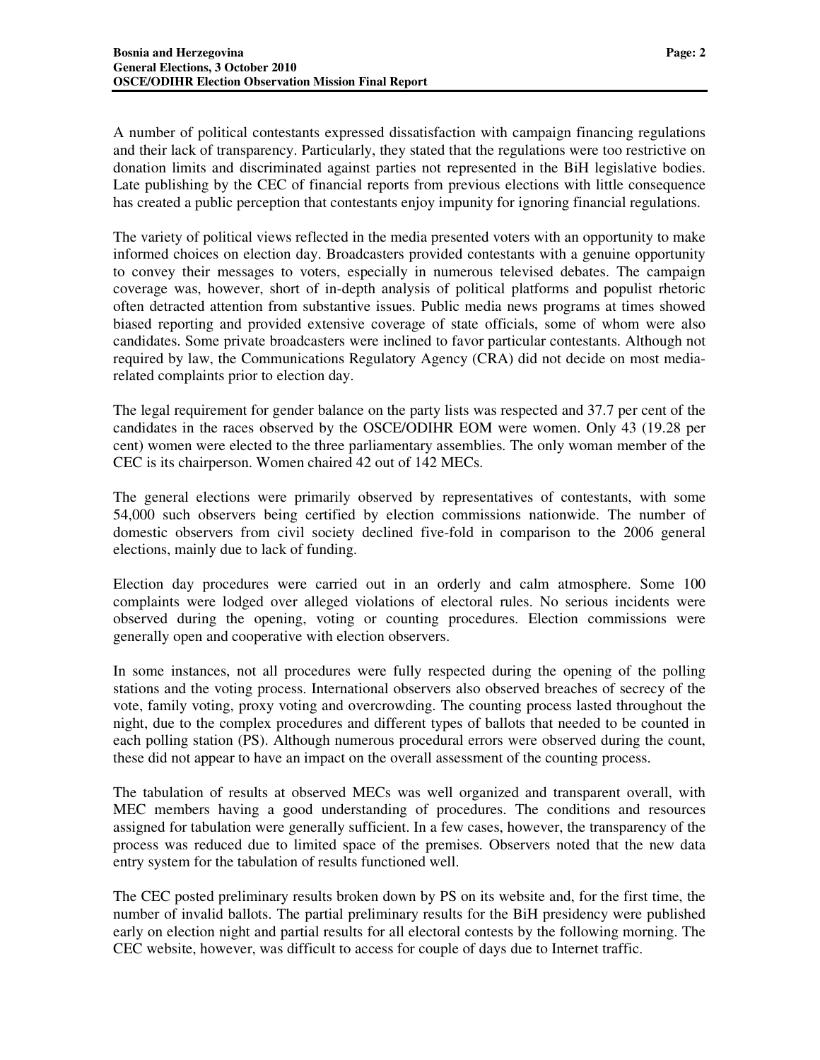A number of political contestants expressed dissatisfaction with campaign financing regulations and their lack of transparency. Particularly, they stated that the regulations were too restrictive on donation limits and discriminated against parties not represented in the BiH legislative bodies. Late publishing by the CEC of financial reports from previous elections with little consequence has created a public perception that contestants enjoy impunity for ignoring financial regulations.

The variety of political views reflected in the media presented voters with an opportunity to make informed choices on election day. Broadcasters provided contestants with a genuine opportunity to convey their messages to voters, especially in numerous televised debates. The campaign coverage was, however, short of in-depth analysis of political platforms and populist rhetoric often detracted attention from substantive issues. Public media news programs at times showed biased reporting and provided extensive coverage of state officials, some of whom were also candidates. Some private broadcasters were inclined to favor particular contestants. Although not required by law, the Communications Regulatory Agency (CRA) did not decide on most media-related complaints prior to election day.

The legal requirement for gender balance on the party lists was respected and 37.7 per cent of the candidates in the races observed by the OSCE/ODIHR EOM were women. Only 43 (19.28 per cent) women were elected to the three parliamentary assemblies. The only woman member of the CEC is its chairperson. Women chaired 42 out of 142 MECs.

The general elections were primarily observed by representatives of contestants, with some 54,000 such observers being certified by election commissions nationwide. The number of domestic observers from civil society declined five-fold in comparison to the 2006 general elections, mainly due to lack of funding.

Election day procedures were carried out in an orderly and calm atmosphere. Some 100 complaints were lodged over alleged violations of electoral rules. No serious incidents were observed during the opening, voting or counting procedures. Election commissions were generally open and cooperative with election observers.

In some instances, not all procedures were fully respected during the opening of the polling stations and the voting process. International observers also observed breaches of secrecy of the vote, family voting, proxy voting and overcrowding. The counting process lasted throughout the night, due to the complex procedures and different types of ballots that needed to be counted in each polling station (PS). Although numerous procedural errors were observed during the count, these did not appear to have an impact on the overall assessment of the counting process.

The tabulation of results at observed MECs was well organized and transparent overall, with MEC members having a good understanding of procedures. The conditions and resources assigned for tabulation were generally sufficient. In a few cases, however, the transparency of the process was reduced due to limited space of the premises. Observers noted that the new data entry system for the tabulation of results functioned well.

The CEC posted preliminary results broken down by PS on its website and, for the first time, the number of invalid ballots. The partial preliminary results for the BiH presidency were published early on election night and partial results for all electoral contests by the following morning. The CEC website, however, was difficult to access for couple of days due to Internet traffic.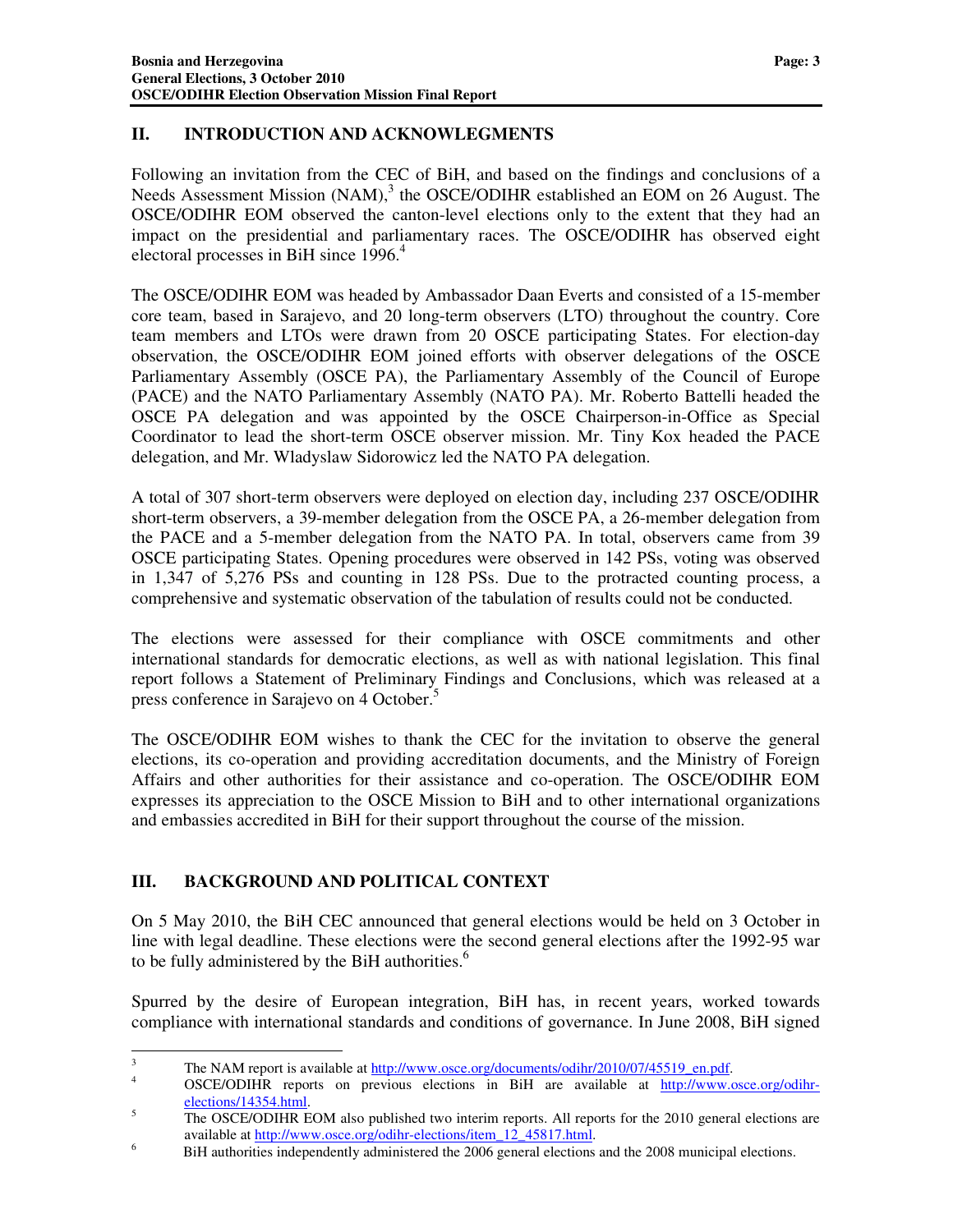## II. INTRODUCTION AND ACKNOWLEGMENTS

Following an invitation from the CEC of BiH, and based on the findings and conclusions of a Needs Assessment Mission (NAM),[3] the OSCE/ODIHR established an EOM on 26 August. The OSCE/ODIHR EOM observed the canton-level elections only to the extent that they had an impact on the presidential and parliamentary races. The OSCE/ODIHR has observed eight electoral processes in BiH since 1996.[4]

The OSCE/ODIHR EOM was headed by Ambassador Daan Everts and consisted of a 15-member core team, based in Sarajevo, and 20 long-term observers (LTO) throughout the country. Core team members and LTOs were drawn from 20 OSCE participating States. For election-day observation, the OSCE/ODIHR EOM joined efforts with observer delegations of the OSCE Parliamentary Assembly (OSCE PA), the Parliamentary Assembly of the Council of Europe (PACE) and the NATO Parliamentary Assembly (NATO PA). Mr. Roberto Battelli headed the OSCE PA delegation and was appointed by the OSCE Chairperson-in-Office as Special Coordinator to lead the short-term OSCE observer mission. Mr. Tiny Kox headed the PACE delegation, and Mr. Wladyslaw Sidorowicz led the NATO PA delegation.

A total of 307 short-term observers were deployed on election day, including 237 OSCE/ODIHR short-term observers, a 39-member delegation from the OSCE PA, a 26-member delegation from the PACE and a 5-member delegation from the NATO PA. In total, observers came from 39 OSCE participating States. Opening procedures were observed in 142 PSs, voting was observed in 1,347 of 5,276 PSs and counting in 128 PSs. Due to the protracted counting process, a comprehensive and systematic observation of the tabulation of results could not be conducted.

The elections were assessed for their compliance with OSCE commitments and other international standards for democratic elections, as well as with national legislation. This final report follows a Statement of Preliminary Findings and Conclusions, which was released at a press conference in Sarajevo on 4 October.[5]

The OSCE/ODIHR EOM wishes to thank the CEC for the invitation to observe the general elections, its co-operation and providing accreditation documents, and the Ministry of Foreign Affairs and other authorities for their assistance and co-operation. The OSCE/ODIHR EOM expresses its appreciation to the OSCE Mission to BiH and to other international organizations and embassies accredited in BiH for their support throughout the course of the mission.

## III. BACKGROUND AND POLITICAL CONTEXT

On 5 May 2010, the BiH CEC announced that general elections would be held on 3 October in line with legal deadline. These elections were the second general elections after the 1992-95 war to be fully administered by the BiH authorities.[6]

Spurred by the desire of European integration, BiH has, in recent years, worked towards compliance with international standards and conditions of governance. In June 2008, BiH signed

---

[3] The NAM report is available at http://www.osce.org/documents/odihr/2010/07/45519_en.pdf.

[4] OSCE/ODIHR reports on previous elections in BiH are available at http://www.osce.org/odihr-elections/14354.html.

[5] The OSCE/ODIHR EOM also published two interim reports. All reports for the 2010 general elections are available at http://www.osce.org/odihr-elections/item_12_45817.html.

[6] BiH authorities independently administered the 2006 general elections and the 2008 municipal elections.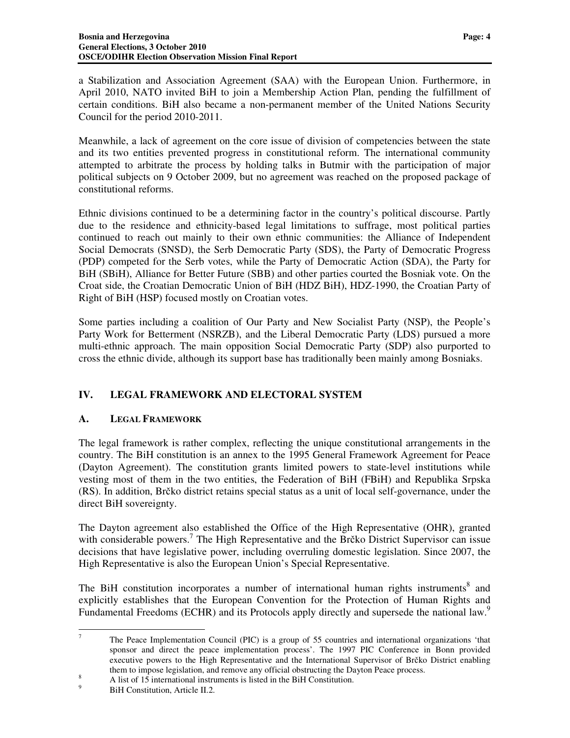a Stabilization and Association Agreement (SAA) with the European Union. Furthermore, in April 2010, NATO invited BiH to join a Membership Action Plan, pending the fulfillment of certain conditions. BiH also became a non-permanent member of the United Nations Security Council for the period 2010-2011.

Meanwhile, a lack of agreement on the core issue of division of competencies between the state and its two entities prevented progress in constitutional reform. The international community attempted to arbitrate the process by holding talks in Butmir with the participation of major political subjects on 9 October 2009, but no agreement was reached on the proposed package of constitutional reforms.

Ethnic divisions continued to be a determining factor in the country's political discourse. Partly due to the residence and ethnicity-based legal limitations to suffrage, most political parties continued to reach out mainly to their own ethnic communities: the Alliance of Independent Social Democrats (SNSD), the Serb Democratic Party (SDS), the Party of Democratic Progress (PDP) competed for the Serb votes, while the Party of Democratic Action (SDA), the Party for BiH (SBiH), Alliance for Better Future (SBB) and other parties courted the Bosniak vote. On the Croat side, the Croatian Democratic Union of BiH (HDZ BiH), HDZ-1990, the Croatian Party of Right of BiH (HSP) focused mostly on Croatian votes.

Some parties including a coalition of Our Party and New Socialist Party (NSP), the People's Party Work for Betterment (NSRZB), and the Liberal Democratic Party (LDS) pursued a more multi-ethnic approach. The main opposition Social Democratic Party (SDP) also purported to cross the ethnic divide, although its support base has traditionally been mainly among Bosniaks.

## IV. LEGAL FRAMEWORK AND ELECTORAL SYSTEM

### A. Legal Framework

The legal framework is rather complex, reflecting the unique constitutional arrangements in the country. The BiH constitution is an annex to the 1995 General Framework Agreement for Peace (Dayton Agreement). The constitution grants limited powers to state-level institutions while vesting most of them in the two entities, the Federation of BiH (FBiH) and Republika Srpska (RS). In addition, Brčko district retains special status as a unit of local self-governance, under the direct BiH sovereignty.

The Dayton agreement also established the Office of the High Representative (OHR), granted with considerable powers.[7] The High Representative and the Brčko District Supervisor can issue decisions that have legislative power, including overruling domestic legislation. Since 2007, the High Representative is also the European Union's Special Representative.

The BiH constitution incorporates a number of international human rights instruments[8] and explicitly establishes that the European Convention for the Protection of Human Rights and Fundamental Freedoms (ECHR) and its Protocols apply directly and supersede the national law.[9]

---

[7] The Peace Implementation Council (PIC) is a group of 55 countries and international organizations 'that sponsor and direct the peace implementation process'. The 1997 PIC Conference in Bonn provided executive powers to the High Representative and the International Supervisor of Brčko District enabling them to impose legislation, and remove any official obstructing the Dayton Peace process.

[8] A list of 15 international instruments is listed in the BiH Constitution.

[9] BiH Constitution, Article II.2.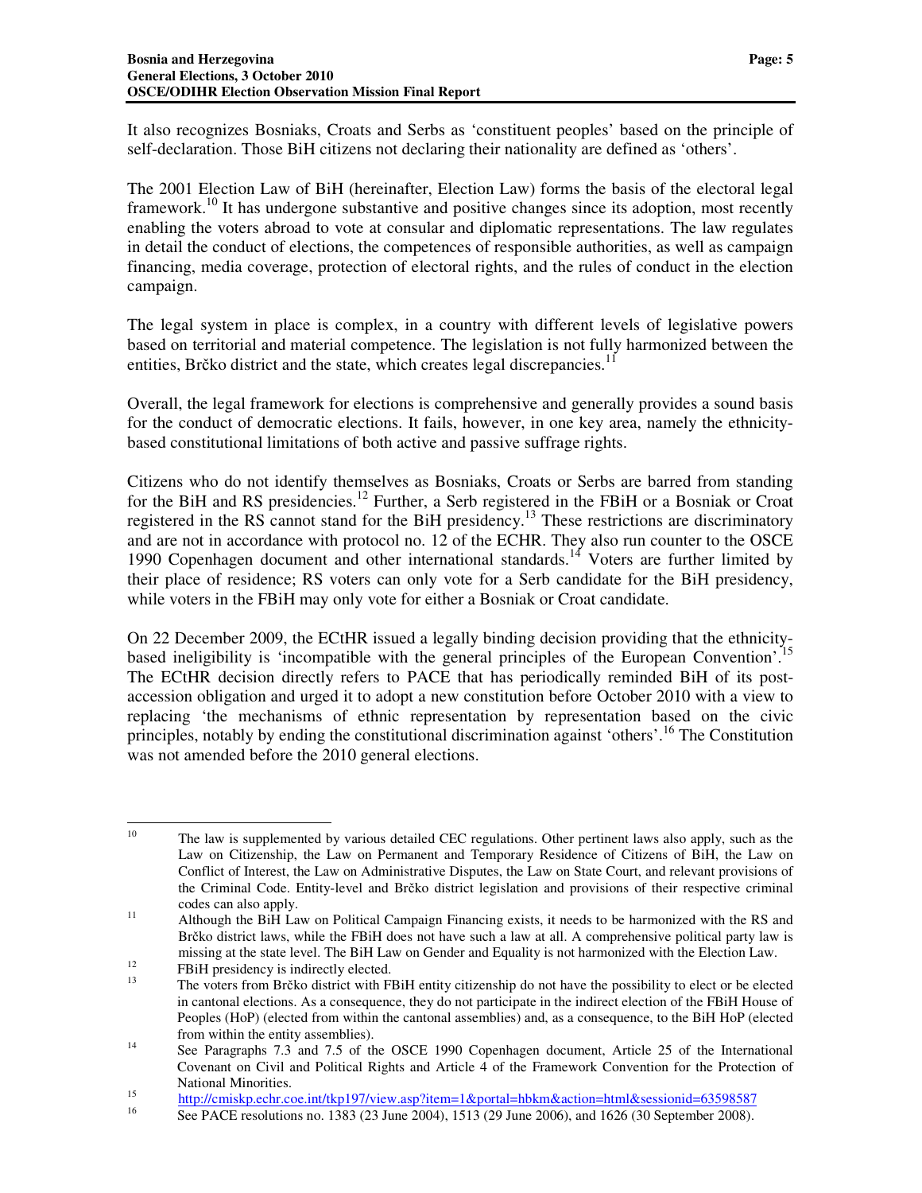It also recognizes Bosniaks, Croats and Serbs as 'constituent peoples' based on the principle of self-declaration. Those BiH citizens not declaring their nationality are defined as 'others'.

The 2001 Election Law of BiH (hereinafter, Election Law) forms the basis of the electoral legal framework.[10] It has undergone substantive and positive changes since its adoption, most recently enabling the voters abroad to vote at consular and diplomatic representations. The law regulates in detail the conduct of elections, the competences of responsible authorities, as well as campaign financing, media coverage, protection of electoral rights, and the rules of conduct in the election campaign.

The legal system in place is complex, in a country with different levels of legislative powers based on territorial and material competence. The legislation is not fully harmonized between the entities, Brčko district and the state, which creates legal discrepancies.[11]

Overall, the legal framework for elections is comprehensive and generally provides a sound basis for the conduct of democratic elections. It fails, however, in one key area, namely the ethnicity-based constitutional limitations of both active and passive suffrage rights.

Citizens who do not identify themselves as Bosniaks, Croats or Serbs are barred from standing for the BiH and RS presidencies.[12] Further, a Serb registered in the FBiH or a Bosniak or Croat registered in the RS cannot stand for the BiH presidency.[13] These restrictions are discriminatory and are not in accordance with protocol no. 12 of the ECHR. They also run counter to the OSCE 1990 Copenhagen document and other international standards.[14] Voters are further limited by their place of residence; RS voters can only vote for a Serb candidate for the BiH presidency, while voters in the FBiH may only vote for either a Bosniak or Croat candidate.

On 22 December 2009, the ECtHR issued a legally binding decision providing that the ethnicity-based ineligibility is 'incompatible with the general principles of the European Convention'.[15] The ECtHR decision directly refers to PACE that has periodically reminded BiH of its post-accession obligation and urged it to adopt a new constitution before October 2010 with a view to replacing 'the mechanisms of ethnic representation by representation based on the civic principles, notably by ending the constitutional discrimination against 'others'.[16] The Constitution was not amended before the 2010 general elections.

---

[10] The law is supplemented by various detailed CEC regulations. Other pertinent laws also apply, such as the Law on Citizenship, the Law on Permanent and Temporary Residence of Citizens of BiH, the Law on Conflict of Interest, the Law on Administrative Disputes, the Law on State Court, and relevant provisions of the Criminal Code. Entity-level and Brčko district legislation and provisions of their respective criminal codes can also apply.

[11] Although the BiH Law on Political Campaign Financing exists, it needs to be harmonized with the RS and Brčko district laws, while the FBiH does not have such a law at all. A comprehensive political party law is missing at the state level. The BiH Law on Gender and Equality is not harmonized with the Election Law.

[12] FBiH presidency is indirectly elected.

[13] The voters from Brčko district with FBiH entity citizenship do not have the possibility to elect or be elected in cantonal elections. As a consequence, they do not participate in the indirect election of the FBiH House of Peoples (HoP) (elected from within the cantonal assemblies) and, as a consequence, to the BiH HoP (elected from within the entity assemblies).

[14] See Paragraphs 7.3 and 7.5 of the OSCE 1990 Copenhagen document, Article 25 of the International Covenant on Civil and Political Rights and Article 4 of the Framework Convention for the Protection of National Minorities.

[15] http://cmiskp.echr.coe.int/tkp197/view.asp?item=1&portal=hbkm&action=html&sessionid=63598587

[16] See PACE resolutions no. 1383 (23 June 2004), 1513 (29 June 2006), and 1626 (30 September 2008).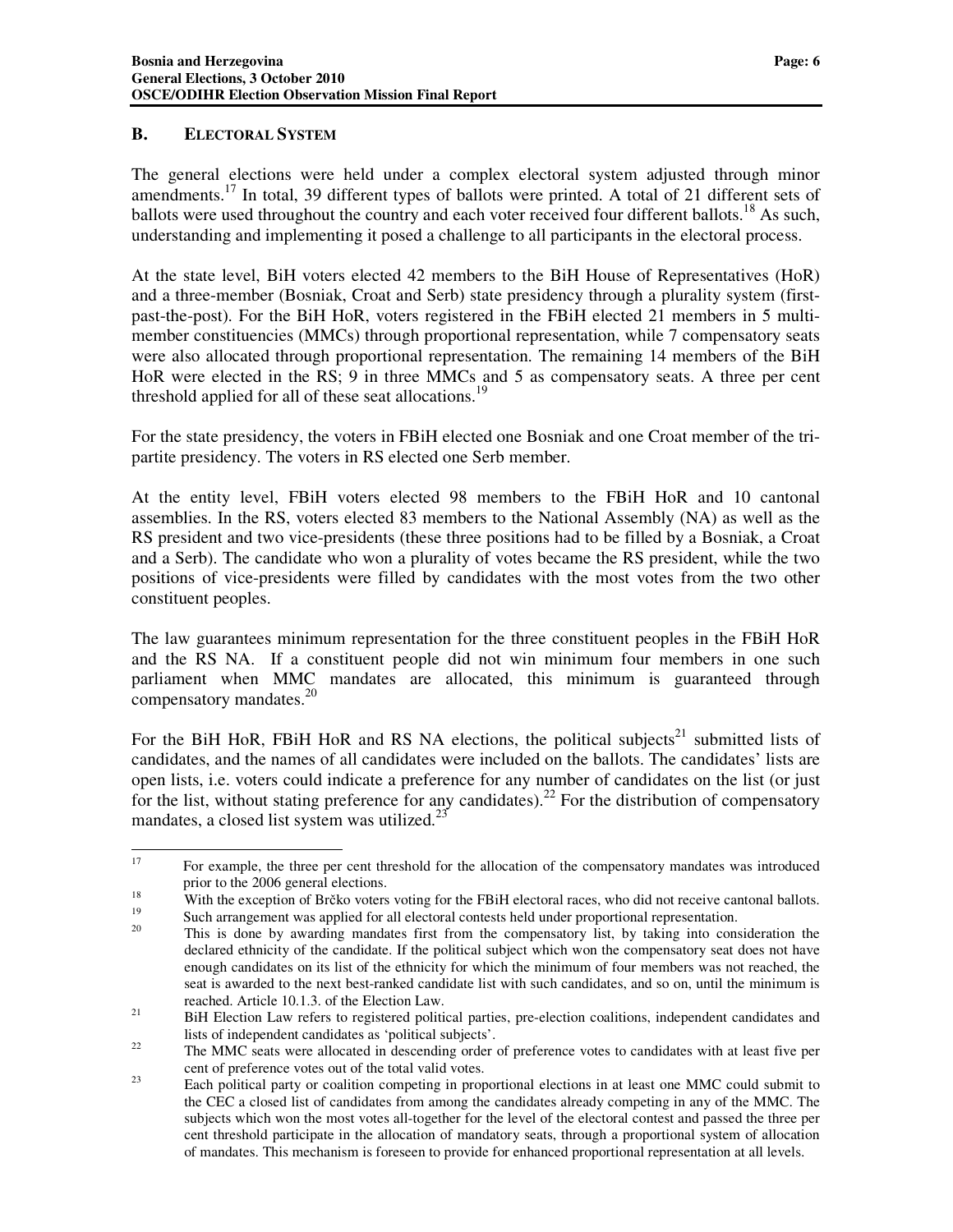## B. ELECTORAL SYSTEM

The general elections were held under a complex electoral system adjusted through minor amendments.[17] In total, 39 different types of ballots were printed. A total of 21 different sets of ballots were used throughout the country and each voter received four different ballots.[18] As such, understanding and implementing it posed a challenge to all participants in the electoral process.

At the state level, BiH voters elected 42 members to the BiH House of Representatives (HoR) and a three-member (Bosniak, Croat and Serb) state presidency through a plurality system (first-past-the-post). For the BiH HoR, voters registered in the FBiH elected 21 members in 5 multi-member constituencies (MMCs) through proportional representation, while 7 compensatory seats were also allocated through proportional representation. The remaining 14 members of the BiH HoR were elected in the RS; 9 in three MMCs and 5 as compensatory seats. A three per cent threshold applied for all of these seat allocations.[19]

For the state presidency, the voters in FBiH elected one Bosniak and one Croat member of the tri-partite presidency. The voters in RS elected one Serb member.

At the entity level, FBiH voters elected 98 members to the FBiH HoR and 10 cantonal assemblies. In the RS, voters elected 83 members to the National Assembly (NA) as well as the RS president and two vice-presidents (these three positions had to be filled by a Bosniak, a Croat and a Serb). The candidate who won a plurality of votes became the RS president, while the two positions of vice-presidents were filled by candidates with the most votes from the two other constituent peoples.

The law guarantees minimum representation for the three constituent peoples in the FBiH HoR and the RS NA. If a constituent people did not win minimum four members in one such parliament when MMC mandates are allocated, this minimum is guaranteed through compensatory mandates.[20]

For the BiH HoR, FBiH HoR and RS NA elections, the political subjects[21] submitted lists of candidates, and the names of all candidates were included on the ballots. The candidates' lists are open lists, i.e. voters could indicate a preference for any number of candidates on the list (or just for the list, without stating preference for any candidates).[22] For the distribution of compensatory mandates, a closed list system was utilized.[23]

---

[17] For example, the three per cent threshold for the allocation of the compensatory mandates was introduced prior to the 2006 general elections.

[18] With the exception of Brčko voters voting for the FBiH electoral races, who did not receive cantonal ballots.

[19] Such arrangement was applied for all electoral contests held under proportional representation.

[20] This is done by awarding mandates first from the compensatory list, by taking into consideration the declared ethnicity of the candidate. If the political subject which won the compensatory seat does not have enough candidates on its list of the ethnicity for which the minimum of four members was not reached, the seat is awarded to the next best-ranked candidate list with such candidates, and so on, until the minimum is reached. Article 10.1.3. of the Election Law.

[21] BiH Election Law refers to registered political parties, pre-election coalitions, independent candidates and lists of independent candidates as 'political subjects'.

[22] The MMC seats were allocated in descending order of preference votes to candidates with at least five per cent of preference votes out of the total valid votes.

[23] Each political party or coalition competing in proportional elections in at least one MMC could submit to the CEC a closed list of candidates from among the candidates already competing in any of the MMC. The subjects which won the most votes all-together for the level of the electoral contest and passed the three per cent threshold participate in the allocation of mandatory seats, through a proportional system of allocation of mandates. This mechanism is foreseen to provide for enhanced proportional representation at all levels.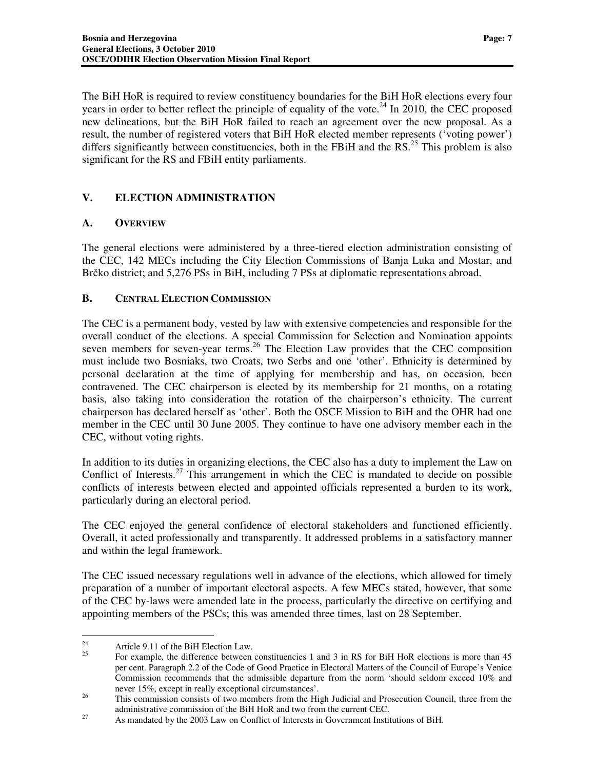The BiH HoR is required to review constituency boundaries for the BiH HoR elections every four years in order to better reflect the principle of equality of the vote.[24] In 2010, the CEC proposed new delineations, but the BiH HoR failed to reach an agreement over the new proposal. As a result, the number of registered voters that BiH HoR elected member represents ('voting power') differs significantly between constituencies, both in the FBiH and the RS.[25] This problem is also significant for the RS and FBiH entity parliaments.

## V. ELECTION ADMINISTRATION

### A. OVERVIEW

The general elections were administered by a three-tiered election administration consisting of the CEC, 142 MECs including the City Election Commissions of Banja Luka and Mostar, and Brčko district; and 5,276 PSs in BiH, including 7 PSs at diplomatic representations abroad.

### B. CENTRAL ELECTION COMMISSION

The CEC is a permanent body, vested by law with extensive competencies and responsible for the overall conduct of the elections. A special Commission for Selection and Nomination appoints seven members for seven-year terms.[26] The Election Law provides that the CEC composition must include two Bosniaks, two Croats, two Serbs and one 'other'. Ethnicity is determined by personal declaration at the time of applying for membership and has, on occasion, been contravened. The CEC chairperson is elected by its membership for 21 months, on a rotating basis, also taking into consideration the rotation of the chairperson's ethnicity. The current chairperson has declared herself as 'other'. Both the OSCE Mission to BiH and the OHR had one member in the CEC until 30 June 2005. They continue to have one advisory member each in the CEC, without voting rights.

In addition to its duties in organizing elections, the CEC also has a duty to implement the Law on Conflict of Interests.[27] This arrangement in which the CEC is mandated to decide on possible conflicts of interests between elected and appointed officials represented a burden to its work, particularly during an electoral period.

The CEC enjoyed the general confidence of electoral stakeholders and functioned efficiently. Overall, it acted professionally and transparently. It addressed problems in a satisfactory manner and within the legal framework.

The CEC issued necessary regulations well in advance of the elections, which allowed for timely preparation of a number of important electoral aspects. A few MECs stated, however, that some of the CEC by-laws were amended late in the process, particularly the directive on certifying and appointing members of the PSCs; this was amended three times, last on 28 September.

---

[24] Article 9.11 of the BiH Election Law.

[25] For example, the difference between constituencies 1 and 3 in RS for BiH HoR elections is more than 45 per cent. Paragraph 2.2 of the Code of Good Practice in Electoral Matters of the Council of Europe's Venice Commission recommends that the admissible departure from the norm 'should seldom exceed 10% and never 15%, except in really exceptional circumstances'.

[26] This commission consists of two members from the High Judicial and Prosecution Council, three from the administrative commission of the BiH HoR and two from the current CEC.

[27] As mandated by the 2003 Law on Conflict of Interests in Government Institutions of BiH.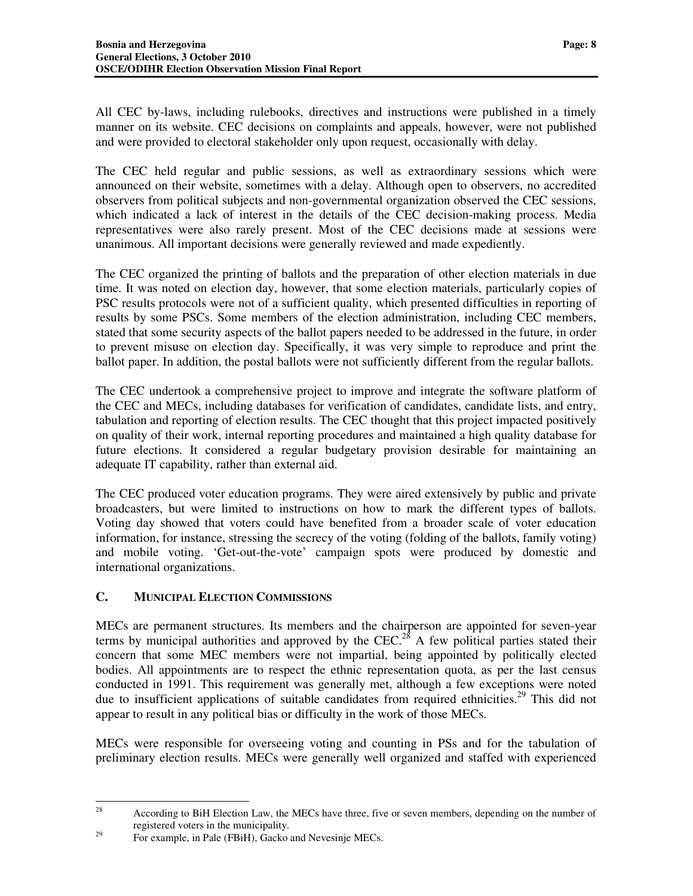All CEC by-laws, including rulebooks, directives and instructions were published in a timely manner on its website. CEC decisions on complaints and appeals, however, were not published and were provided to electoral stakeholder only upon request, occasionally with delay.

The CEC held regular and public sessions, as well as extraordinary sessions which were announced on their website, sometimes with a delay. Although open to observers, no accredited observers from political subjects and non-governmental organization observed the CEC sessions, which indicated a lack of interest in the details of the CEC decision-making process. Media representatives were also rarely present. Most of the CEC decisions made at sessions were unanimous. All important decisions were generally reviewed and made expediently.

The CEC organized the printing of ballots and the preparation of other election materials in due time. It was noted on election day, however, that some election materials, particularly copies of PSC results protocols were not of a sufficient quality, which presented difficulties in reporting of results by some PSCs. Some members of the election administration, including CEC members, stated that some security aspects of the ballot papers needed to be addressed in the future, in order to prevent misuse on election day. Specifically, it was very simple to reproduce and print the ballot paper. In addition, the postal ballots were not sufficiently different from the regular ballots.

The CEC undertook a comprehensive project to improve and integrate the software platform of the CEC and MECs, including databases for verification of candidates, candidate lists, and entry, tabulation and reporting of election results. The CEC thought that this project impacted positively on quality of their work, internal reporting procedures and maintained a high quality database for future elections. It considered a regular budgetary provision desirable for maintaining an adequate IT capability, rather than external aid.

The CEC produced voter education programs. They were aired extensively by public and private broadcasters, but were limited to instructions on how to mark the different types of ballots. Voting day showed that voters could have benefited from a broader scale of voter education information, for instance, stressing the secrecy of the voting (folding of the ballots, family voting) and mobile voting. 'Get-out-the-vote' campaign spots were produced by domestic and international organizations.

## C. MUNICIPAL ELECTION COMMISSIONS

MECs are permanent structures. Its members and the chairperson are appointed for seven-year terms by municipal authorities and approved by the CEC.[28] A few political parties stated their concern that some MEC members were not impartial, being appointed by politically elected bodies. All appointments are to respect the ethnic representation quota, as per the last census conducted in 1991. This requirement was generally met, although a few exceptions were noted due to insufficient applications of suitable candidates from required ethnicities.[29] This did not appear to result in any political bias or difficulty in the work of those MECs.

MECs were responsible for overseeing voting and counting in PSs and for the tabulation of preliminary election results. MECs were generally well organized and staffed with experienced

---

[28] According to BiH Election Law, the MECs have three, five or seven members, depending on the number of registered voters in the municipality.

[29] For example, in Pale (FBiH), Gacko and Nevesinje MECs.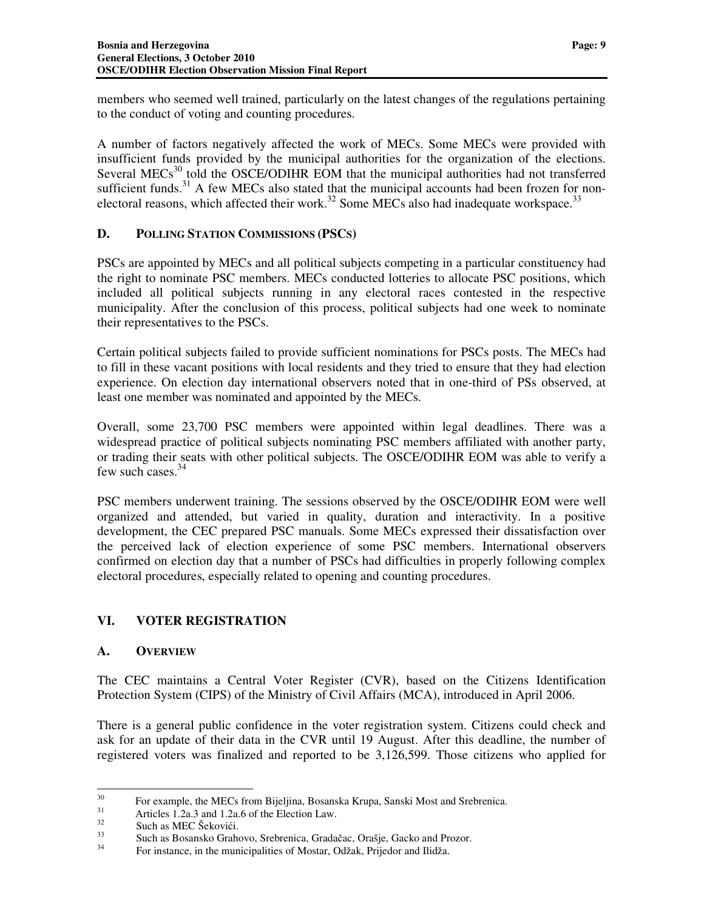members who seemed well trained, particularly on the latest changes of the regulations pertaining to the conduct of voting and counting procedures.

A number of factors negatively affected the work of MECs. Some MECs were provided with insufficient funds provided by the municipal authorities for the organization of the elections. Several MECs[30] told the OSCE/ODIHR EOM that the municipal authorities had not transferred sufficient funds.[31] A few MECs also stated that the municipal accounts had been frozen for non-electoral reasons, which affected their work.[32] Some MECs also had inadequate workspace.[33]

### D. Polling Station Commissions (PSCs)

PSCs are appointed by MECs and all political subjects competing in a particular constituency had the right to nominate PSC members. MECs conducted lotteries to allocate PSC positions, which included all political subjects running in any electoral races contested in the respective municipality. After the conclusion of this process, political subjects had one week to nominate their representatives to the PSCs.

Certain political subjects failed to provide sufficient nominations for PSCs posts. The MECs had to fill in these vacant positions with local residents and they tried to ensure that they had election experience. On election day international observers noted that in one-third of PSs observed, at least one member was nominated and appointed by the MECs.

Overall, some 23,700 PSC members were appointed within legal deadlines. There was a widespread practice of political subjects nominating PSC members affiliated with another party, or trading their seats with other political subjects. The OSCE/ODIHR EOM was able to verify a few such cases.[34]

PSC members underwent training. The sessions observed by the OSCE/ODIHR EOM were well organized and attended, but varied in quality, duration and interactivity. In a positive development, the CEC prepared PSC manuals. Some MECs expressed their dissatisfaction over the perceived lack of election experience of some PSC members. International observers confirmed on election day that a number of PSCs had difficulties in properly following complex electoral procedures, especially related to opening and counting procedures.

## VI. VOTER REGISTRATION

### A. Overview

The CEC maintains a Central Voter Register (CVR), based on the Citizens Identification Protection System (CIPS) of the Ministry of Civil Affairs (MCA), introduced in April 2006.

There is a general public confidence in the voter registration system. Citizens could check and ask for an update of their data in the CVR until 19 August. After this deadline, the number of registered voters was finalized and reported to be 3,126,599. Those citizens who applied for

---

[30] For example, the MECs from Bijeljina, Bosanska Krupa, Sanski Most and Srebrenica.

[31] Articles 1.2a.3 and 1.2a.6 of the Election Law.

[32] Such as MEC Šekovići.

[33] Such as Bosansko Grahovo, Srebrenica, Gradačac, Orašje, Gacko and Prozor.

[34] For instance, in the municipalities of Mostar, Odžak, Prijedor and Ilidža.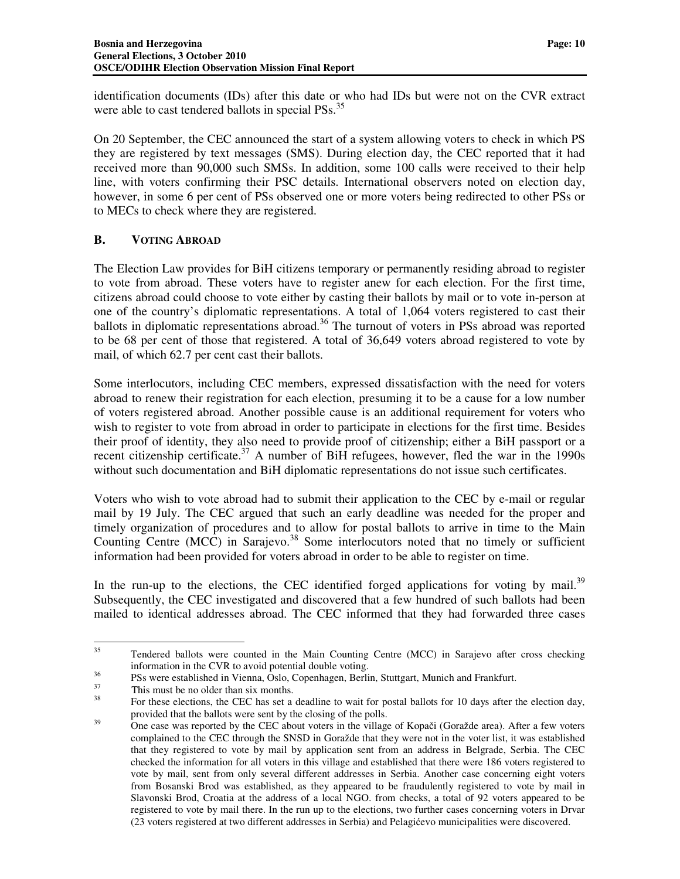identification documents (IDs) after this date or who had IDs but were not on the CVR extract were able to cast tendered ballots in special PSs.[35]

On 20 September, the CEC announced the start of a system allowing voters to check in which PS they are registered by text messages (SMS). During election day, the CEC reported that it had received more than 90,000 such SMSs. In addition, some 100 calls were received to their help line, with voters confirming their PSC details. International observers noted on election day, however, in some 6 per cent of PSs observed one or more voters being redirected to other PSs or to MECs to check where they are registered.

## B. Voting Abroad

The Election Law provides for BiH citizens temporary or permanently residing abroad to register to vote from abroad. These voters have to register anew for each election. For the first time, citizens abroad could choose to vote either by casting their ballots by mail or to vote in-person at one of the country's diplomatic representations. A total of 1,064 voters registered to cast their ballots in diplomatic representations abroad.[36] The turnout of voters in PSs abroad was reported to be 68 per cent of those that registered. A total of 36,649 voters abroad registered to vote by mail, of which 62.7 per cent cast their ballots.

Some interlocutors, including CEC members, expressed dissatisfaction with the need for voters abroad to renew their registration for each election, presuming it to be a cause for a low number of voters registered abroad. Another possible cause is an additional requirement for voters who wish to register to vote from abroad in order to participate in elections for the first time. Besides their proof of identity, they also need to provide proof of citizenship; either a BiH passport or a recent citizenship certificate.[37] A number of BiH refugees, however, fled the war in the 1990s without such documentation and BiH diplomatic representations do not issue such certificates.

Voters who wish to vote abroad had to submit their application to the CEC by e-mail or regular mail by 19 July. The CEC argued that such an early deadline was needed for the proper and timely organization of procedures and to allow for postal ballots to arrive in time to the Main Counting Centre (MCC) in Sarajevo.[38] Some interlocutors noted that no timely or sufficient information had been provided for voters abroad in order to be able to register on time.

In the run-up to the elections, the CEC identified forged applications for voting by mail.[39] Subsequently, the CEC investigated and discovered that a few hundred of such ballots had been mailed to identical addresses abroad. The CEC informed that they had forwarded three cases

---

[35] Tendered ballots were counted in the Main Counting Centre (MCC) in Sarajevo after cross checking information in the CVR to avoid potential double voting.

[36] PSs were established in Vienna, Oslo, Copenhagen, Berlin, Stuttgart, Munich and Frankfurt.

[37] This must be no older than six months.

[38] For these elections, the CEC has set a deadline to wait for postal ballots for 10 days after the election day, provided that the ballots were sent by the closing of the polls.

[39] One case was reported by the CEC about voters in the village of Kopači (Goražde area). After a few voters complained to the CEC through the SNSD in Goražde that they were not in the voter list, it was established that they registered to vote by mail by application sent from an address in Belgrade, Serbia. The CEC checked the information for all voters in this village and established that there were 186 voters registered to vote by mail, sent from only several different addresses in Serbia. Another case concerning eight voters from Bosanski Brod was established, as they appeared to be fraudulently registered to vote by mail in Slavonski Brod, Croatia at the address of a local NGO. from checks, a total of 92 voters appeared to be registered to vote by mail there. In the run up to the elections, two further cases concerning voters in Drvar (23 voters registered at two different addresses in Serbia) and Pelagićevo municipalities were discovered.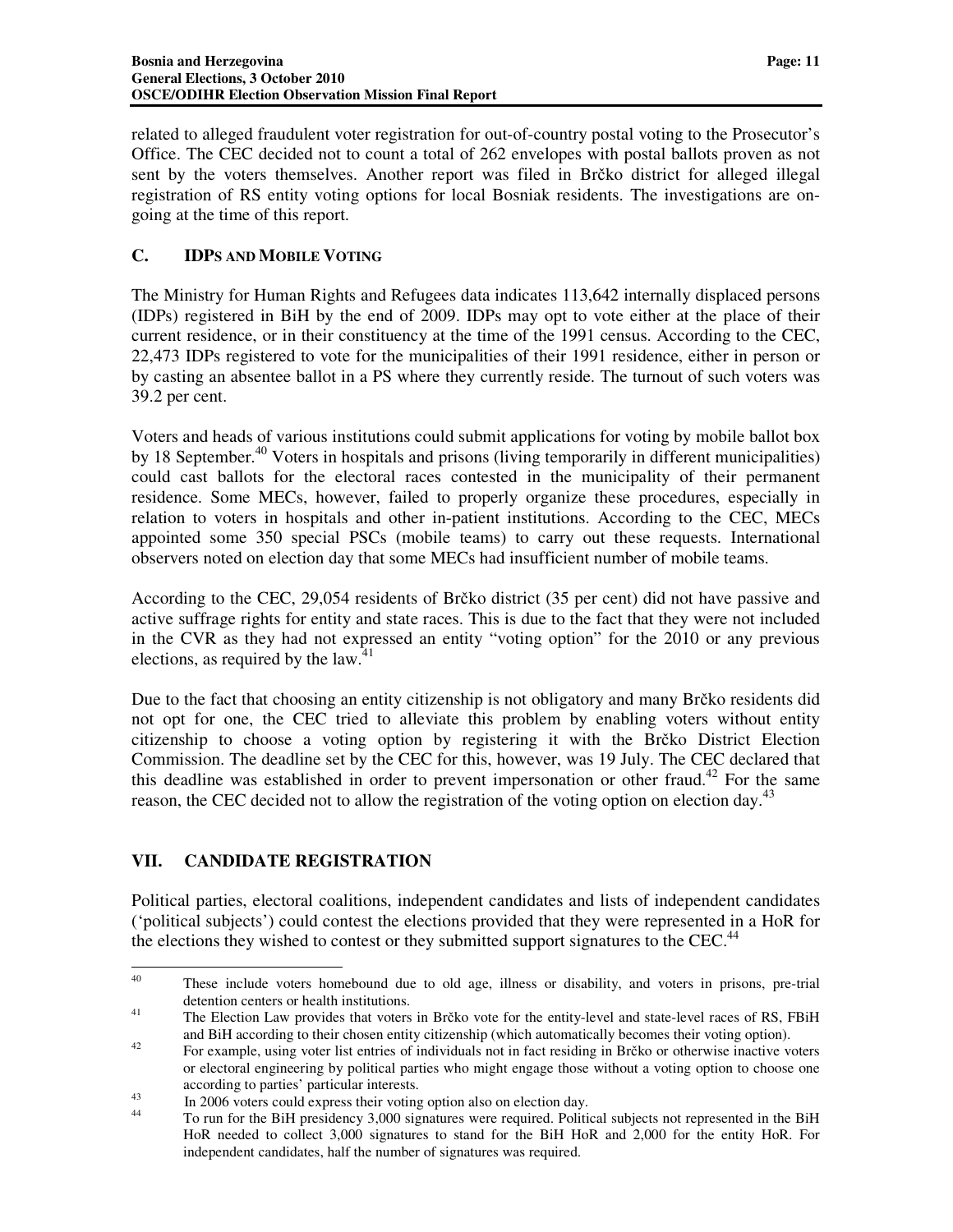related to alleged fraudulent voter registration for out-of-country postal voting to the Prosecutor's Office. The CEC decided not to count a total of 262 envelopes with postal ballots proven as not sent by the voters themselves. Another report was filed in Brčko district for alleged illegal registration of RS entity voting options for local Bosniak residents. The investigations are on-going at the time of this report.

### C. IDPs and Mobile Voting

The Ministry for Human Rights and Refugees data indicates 113,642 internally displaced persons (IDPs) registered in BiH by the end of 2009. IDPs may opt to vote either at the place of their current residence, or in their constituency at the time of the 1991 census. According to the CEC, 22,473 IDPs registered to vote for the municipalities of their 1991 residence, either in person or by casting an absentee ballot in a PS where they currently reside. The turnout of such voters was 39.2 per cent.

Voters and heads of various institutions could submit applications for voting by mobile ballot box by 18 September.[40] Voters in hospitals and prisons (living temporarily in different municipalities) could cast ballots for the electoral races contested in the municipality of their permanent residence. Some MECs, however, failed to properly organize these procedures, especially in relation to voters in hospitals and other in-patient institutions. According to the CEC, MECs appointed some 350 special PSCs (mobile teams) to carry out these requests. International observers noted on election day that some MECs had insufficient number of mobile teams.

According to the CEC, 29,054 residents of Brčko district (35 per cent) did not have passive and active suffrage rights for entity and state races. This is due to the fact that they were not included in the CVR as they had not expressed an entity "voting option" for the 2010 or any previous elections, as required by the law.[41]

Due to the fact that choosing an entity citizenship is not obligatory and many Brčko residents did not opt for one, the CEC tried to alleviate this problem by enabling voters without entity citizenship to choose a voting option by registering it with the Brčko District Election Commission. The deadline set by the CEC for this, however, was 19 July. The CEC declared that this deadline was established in order to prevent impersonation or other fraud.[42] For the same reason, the CEC decided not to allow the registration of the voting option on election day.[43]

## VII. CANDIDATE REGISTRATION

Political parties, electoral coalitions, independent candidates and lists of independent candidates ('political subjects') could contest the elections provided that they were represented in a HoR for the elections they wished to contest or they submitted support signatures to the CEC.[44]

---

[40] These include voters homebound due to old age, illness or disability, and voters in prisons, pre-trial detention centers or health institutions.

[41] The Election Law provides that voters in Brčko vote for the entity-level and state-level races of RS, FBiH and BiH according to their chosen entity citizenship (which automatically becomes their voting option).

[42] For example, using voter list entries of individuals not in fact residing in Brčko or otherwise inactive voters or electoral engineering by political parties who might engage those without a voting option to choose one according to parties' particular interests.

[43] In 2006 voters could express their voting option also on election day.

[44] To run for the BiH presidency 3,000 signatures were required. Political subjects not represented in the BiH HoR needed to collect 3,000 signatures to stand for the BiH HoR and 2,000 for the entity HoR. For independent candidates, half the number of signatures was required.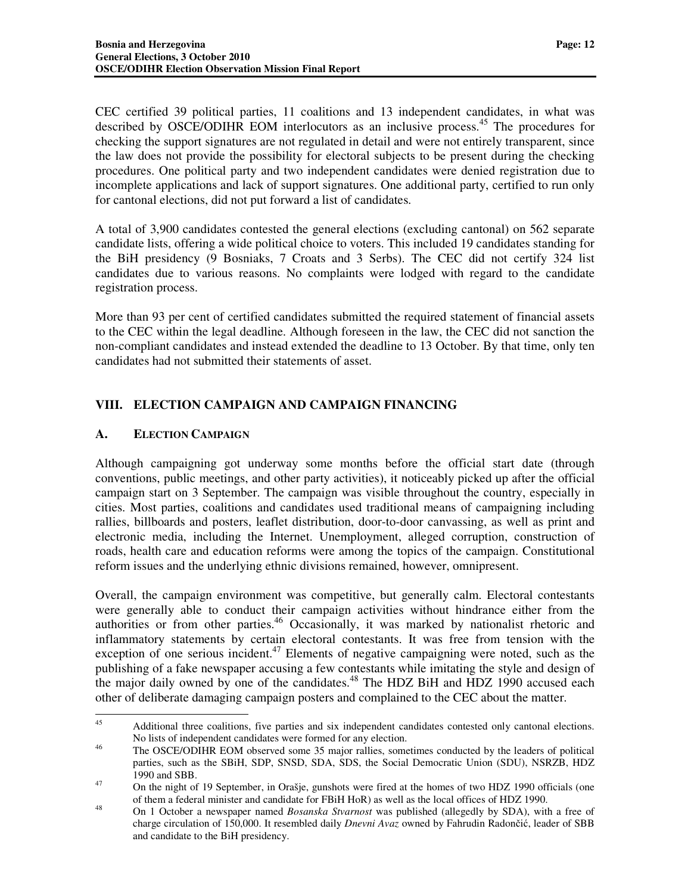CEC certified 39 political parties, 11 coalitions and 13 independent candidates, in what was described by OSCE/ODIHR EOM interlocutors as an inclusive process.[45] The procedures for checking the support signatures are not regulated in detail and were not entirely transparent, since the law does not provide the possibility for electoral subjects to be present during the checking procedures. One political party and two independent candidates were denied registration due to incomplete applications and lack of support signatures. One additional party, certified to run only for cantonal elections, did not put forward a list of candidates.

A total of 3,900 candidates contested the general elections (excluding cantonal) on 562 separate candidate lists, offering a wide political choice to voters. This included 19 candidates standing for the BiH presidency (9 Bosniaks, 7 Croats and 3 Serbs). The CEC did not certify 324 list candidates due to various reasons. No complaints were lodged with regard to the candidate registration process.

More than 93 per cent of certified candidates submitted the required statement of financial assets to the CEC within the legal deadline. Although foreseen in the law, the CEC did not sanction the non-compliant candidates and instead extended the deadline to 13 October. By that time, only ten candidates had not submitted their statements of asset.

## VIII. ELECTION CAMPAIGN AND CAMPAIGN FINANCING

### A. ELECTION CAMPAIGN

Although campaigning got underway some months before the official start date (through conventions, public meetings, and other party activities), it noticeably picked up after the official campaign start on 3 September. The campaign was visible throughout the country, especially in cities. Most parties, coalitions and candidates used traditional means of campaigning including rallies, billboards and posters, leaflet distribution, door-to-door canvassing, as well as print and electronic media, including the Internet. Unemployment, alleged corruption, construction of roads, health care and education reforms were among the topics of the campaign. Constitutional reform issues and the underlying ethnic divisions remained, however, omnipresent.

Overall, the campaign environment was competitive, but generally calm. Electoral contestants were generally able to conduct their campaign activities without hindrance either from the authorities or from other parties.[46] Occasionally, it was marked by nationalist rhetoric and inflammatory statements by certain electoral contestants. It was free from tension with the exception of one serious incident.[47] Elements of negative campaigning were noted, such as the publishing of a fake newspaper accusing a few contestants while imitating the style and design of the major daily owned by one of the candidates.[48] The HDZ BiH and HDZ 1990 accused each other of deliberate damaging campaign posters and complained to the CEC about the matter.

---

[45] Additional three coalitions, five parties and six independent candidates contested only cantonal elections. No lists of independent candidates were formed for any election.

[46] The OSCE/ODIHR EOM observed some 35 major rallies, sometimes conducted by the leaders of political parties, such as the SBiH, SDP, SNSD, SDA, SDS, the Social Democratic Union (SDU), NSRZB, HDZ 1990 and SBB.

[47] On the night of 19 September, in Orašje, gunshots were fired at the homes of two HDZ 1990 officials (one of them a federal minister and candidate for FBiH HoR) as well as the local offices of HDZ 1990.

[48] On 1 October a newspaper named *Bosanska Stvarnost* was published (allegedly by SDA), with a free of charge circulation of 150,000. It resembled daily *Dnevni Avaz* owned by Fahrudin Radončić, leader of SBB and candidate to the BiH presidency.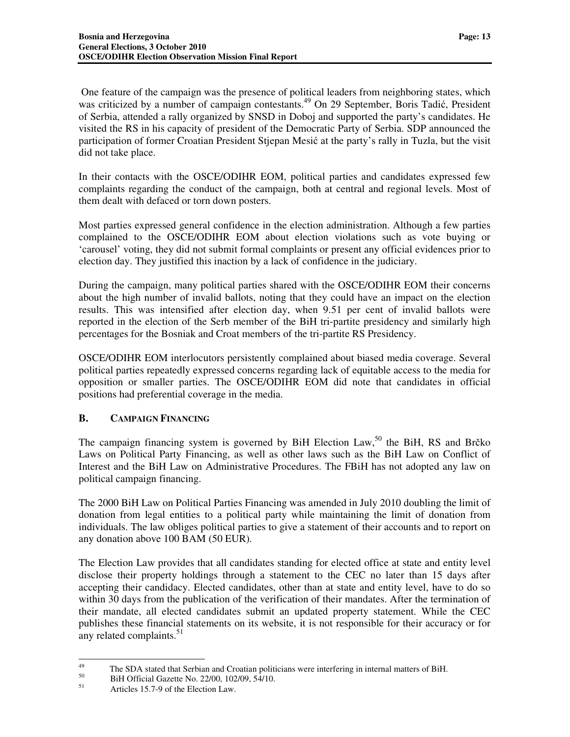One feature of the campaign was the presence of political leaders from neighboring states, which was criticized by a number of campaign contestants.[49] On 29 September, Boris Tadić, President of Serbia, attended a rally organized by SNSD in Doboj and supported the party's candidates. He visited the RS in his capacity of president of the Democratic Party of Serbia. SDP announced the participation of former Croatian President Stjepan Mesić at the party's rally in Tuzla, but the visit did not take place.

In their contacts with the OSCE/ODIHR EOM, political parties and candidates expressed few complaints regarding the conduct of the campaign, both at central and regional levels. Most of them dealt with defaced or torn down posters.

Most parties expressed general confidence in the election administration. Although a few parties complained to the OSCE/ODIHR EOM about election violations such as vote buying or 'carousel' voting, they did not submit formal complaints or present any official evidences prior to election day. They justified this inaction by a lack of confidence in the judiciary.

During the campaign, many political parties shared with the OSCE/ODIHR EOM their concerns about the high number of invalid ballots, noting that they could have an impact on the election results. This was intensified after election day, when 9.51 per cent of invalid ballots were reported in the election of the Serb member of the BiH tri-partite presidency and similarly high percentages for the Bosniak and Croat members of the tri-partite RS Presidency.

OSCE/ODIHR EOM interlocutors persistently complained about biased media coverage. Several political parties repeatedly expressed concerns regarding lack of equitable access to the media for opposition or smaller parties. The OSCE/ODIHR EOM did note that candidates in official positions had preferential coverage in the media.

## B. Campaign Financing

The campaign financing system is governed by BiH Election Law,[50] the BiH, RS and Brčko Laws on Political Party Financing, as well as other laws such as the BiH Law on Conflict of Interest and the BiH Law on Administrative Procedures. The FBiH has not adopted any law on political campaign financing.

The 2000 BiH Law on Political Parties Financing was amended in July 2010 doubling the limit of donation from legal entities to a political party while maintaining the limit of donation from individuals. The law obliges political parties to give a statement of their accounts and to report on any donation above 100 BAM (50 EUR).

The Election Law provides that all candidates standing for elected office at state and entity level disclose their property holdings through a statement to the CEC no later than 15 days after accepting their candidacy. Elected candidates, other than at state and entity level, have to do so within 30 days from the publication of the verification of their mandates. After the termination of their mandate, all elected candidates submit an updated property statement. While the CEC publishes these financial statements on its website, it is not responsible for their accuracy or for any related complaints.[51]

---

[49] The SDA stated that Serbian and Croatian politicians were interfering in internal matters of BiH.

[50] BiH Official Gazette No. 22/00, 102/09, 54/10.

[51] Articles 15.7-9 of the Election Law.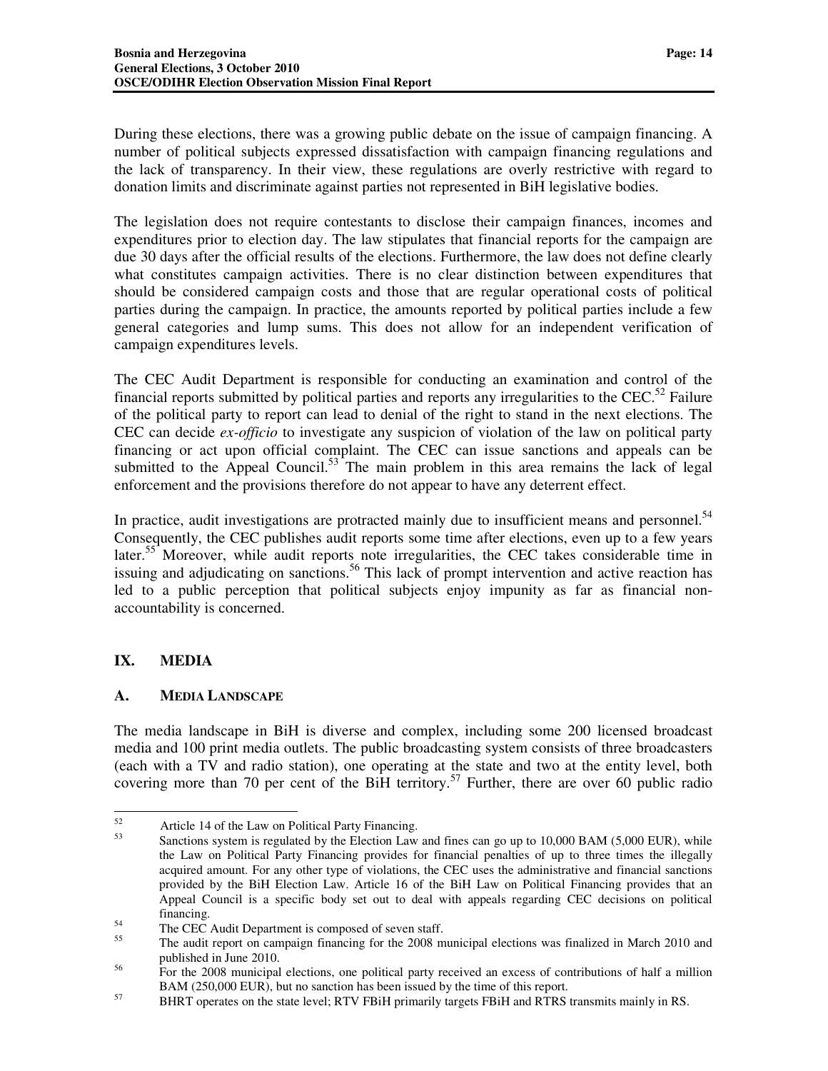During these elections, there was a growing public debate on the issue of campaign financing. A number of political subjects expressed dissatisfaction with campaign financing regulations and the lack of transparency. In their view, these regulations are overly restrictive with regard to donation limits and discriminate against parties not represented in BiH legislative bodies.

The legislation does not require contestants to disclose their campaign finances, incomes and expenditures prior to election day. The law stipulates that financial reports for the campaign are due 30 days after the official results of the elections. Furthermore, the law does not define clearly what constitutes campaign activities. There is no clear distinction between expenditures that should be considered campaign costs and those that are regular operational costs of political parties during the campaign. In practice, the amounts reported by political parties include a few general categories and lump sums. This does not allow for an independent verification of campaign expenditures levels.

The CEC Audit Department is responsible for conducting an examination and control of the financial reports submitted by political parties and reports any irregularities to the CEC.[52] Failure of the political party to report can lead to denial of the right to stand in the next elections. The CEC can decide *ex-officio* to investigate any suspicion of violation of the law on political party financing or act upon official complaint. The CEC can issue sanctions and appeals can be submitted to the Appeal Council.[53] The main problem in this area remains the lack of legal enforcement and the provisions therefore do not appear to have any deterrent effect.

In practice, audit investigations are protracted mainly due to insufficient means and personnel.[54] Consequently, the CEC publishes audit reports some time after elections, even up to a few years later.[55] Moreover, while audit reports note irregularities, the CEC takes considerable time in issuing and adjudicating on sanctions.[56] This lack of prompt intervention and active reaction has led to a public perception that political subjects enjoy impunity as far as financial non-accountability is concerned.

## IX. MEDIA

### A. MEDIA LANDSCAPE

The media landscape in BiH is diverse and complex, including some 200 licensed broadcast media and 100 print media outlets. The public broadcasting system consists of three broadcasters (each with a TV and radio station), one operating at the state and two at the entity level, both covering more than 70 per cent of the BiH territory.[57] Further, there are over 60 public radio

---

[52] Article 14 of the Law on Political Party Financing.

[53] Sanctions system is regulated by the Election Law and fines can go up to 10,000 BAM (5,000 EUR), while the Law on Political Party Financing provides for financial penalties of up to three times the illegally acquired amount. For any other type of violations, the CEC uses the administrative and financial sanctions provided by the BiH Election Law. Article 16 of the BiH Law on Political Financing provides that an Appeal Council is a specific body set out to deal with appeals regarding CEC decisions on political financing.

[54] The CEC Audit Department is composed of seven staff.

[55] The audit report on campaign financing for the 2008 municipal elections was finalized in March 2010 and published in June 2010.

[56] For the 2008 municipal elections, one political party received an excess of contributions of half a million BAM (250,000 EUR), but no sanction has been issued by the time of this report.

[57] BHRT operates on the state level; RTV FBiH primarily targets FBiH and RTRS transmits mainly in RS.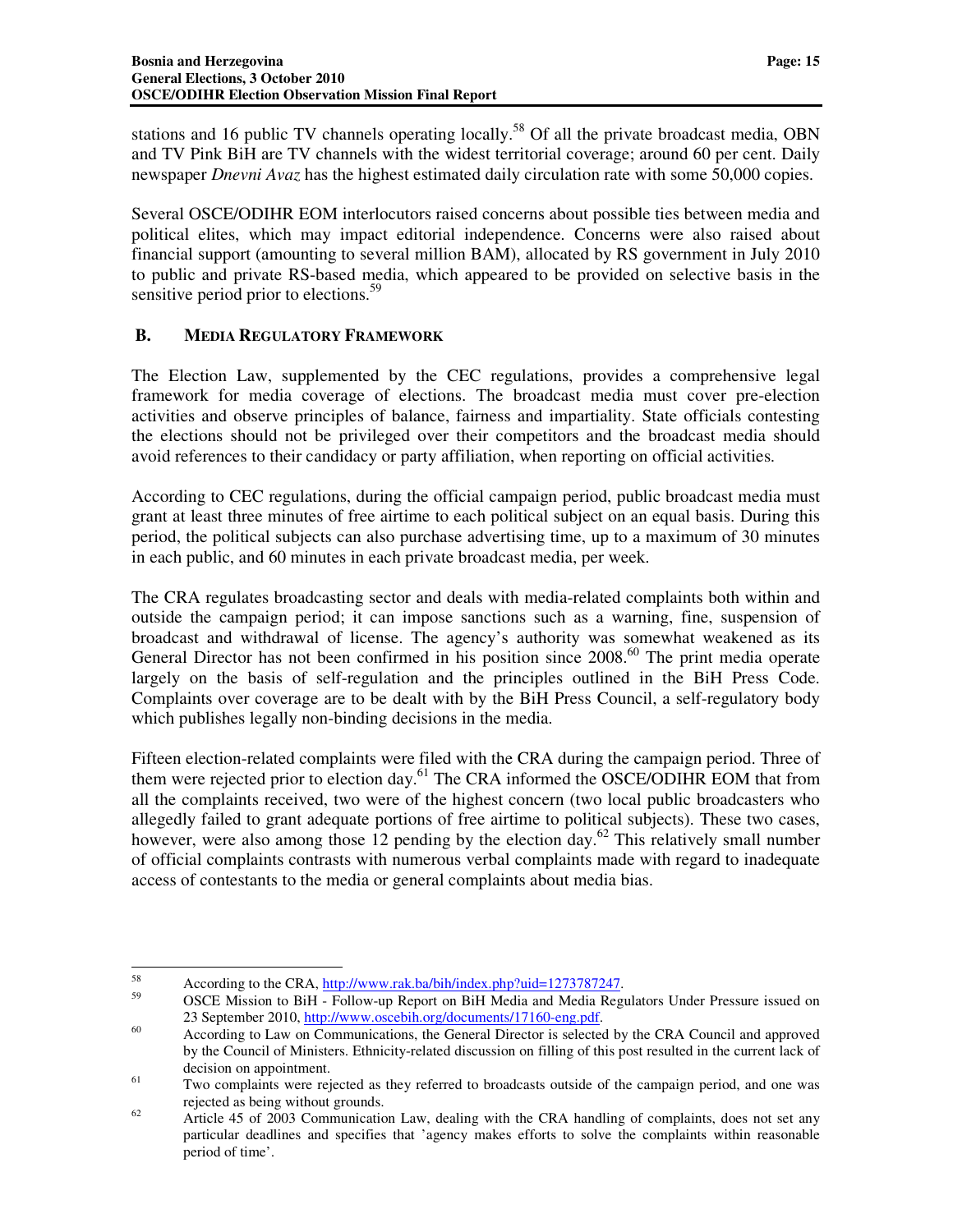stations and 16 public TV channels operating locally.[58] Of all the private broadcast media, OBN and TV Pink BiH are TV channels with the widest territorial coverage; around 60 per cent. Daily newspaper *Dnevni Avaz* has the highest estimated daily circulation rate with some 50,000 copies.

Several OSCE/ODIHR EOM interlocutors raised concerns about possible ties between media and political elites, which may impact editorial independence. Concerns were also raised about financial support (amounting to several million BAM), allocated by RS government in July 2010 to public and private RS-based media, which appeared to be provided on selective basis in the sensitive period prior to elections.[59]

### B. MEDIA REGULATORY FRAMEWORK

The Election Law, supplemented by the CEC regulations, provides a comprehensive legal framework for media coverage of elections. The broadcast media must cover pre-election activities and observe principles of balance, fairness and impartiality. State officials contesting the elections should not be privileged over their competitors and the broadcast media should avoid references to their candidacy or party affiliation, when reporting on official activities.

According to CEC regulations, during the official campaign period, public broadcast media must grant at least three minutes of free airtime to each political subject on an equal basis. During this period, the political subjects can also purchase advertising time, up to a maximum of 30 minutes in each public, and 60 minutes in each private broadcast media, per week.

The CRA regulates broadcasting sector and deals with media-related complaints both within and outside the campaign period; it can impose sanctions such as a warning, fine, suspension of broadcast and withdrawal of license. The agency's authority was somewhat weakened as its General Director has not been confirmed in his position since 2008.[60] The print media operate largely on the basis of self-regulation and the principles outlined in the BiH Press Code. Complaints over coverage are to be dealt with by the BiH Press Council, a self-regulatory body which publishes legally non-binding decisions in the media.

Fifteen election-related complaints were filed with the CRA during the campaign period. Three of them were rejected prior to election day.[61] The CRA informed the OSCE/ODIHR EOM that from all the complaints received, two were of the highest concern (two local public broadcasters who allegedly failed to grant adequate portions of free airtime to political subjects). These two cases, however, were also among those 12 pending by the election day.[62] This relatively small number of official complaints contrasts with numerous verbal complaints made with regard to inadequate access of contestants to the media or general complaints about media bias.

---

[58] According to the CRA, http://www.rak.ba/bih/index.php?uid=1273787247.

[59] OSCE Mission to BiH - Follow-up Report on BiH Media and Media Regulators Under Pressure issued on 23 September 2010, http://www.oscebih.org/documents/17160-eng.pdf.

[60] According to Law on Communications, the General Director is selected by the CRA Council and approved by the Council of Ministers. Ethnicity-related discussion on filling of this post resulted in the current lack of decision on appointment.

[61] Two complaints were rejected as they referred to broadcasts outside of the campaign period, and one was rejected as being without grounds.

[62] Article 45 of 2003 Communication Law, dealing with the CRA handling of complaints, does not set any particular deadlines and specifies that 'agency makes efforts to solve the complaints within reasonable period of time'.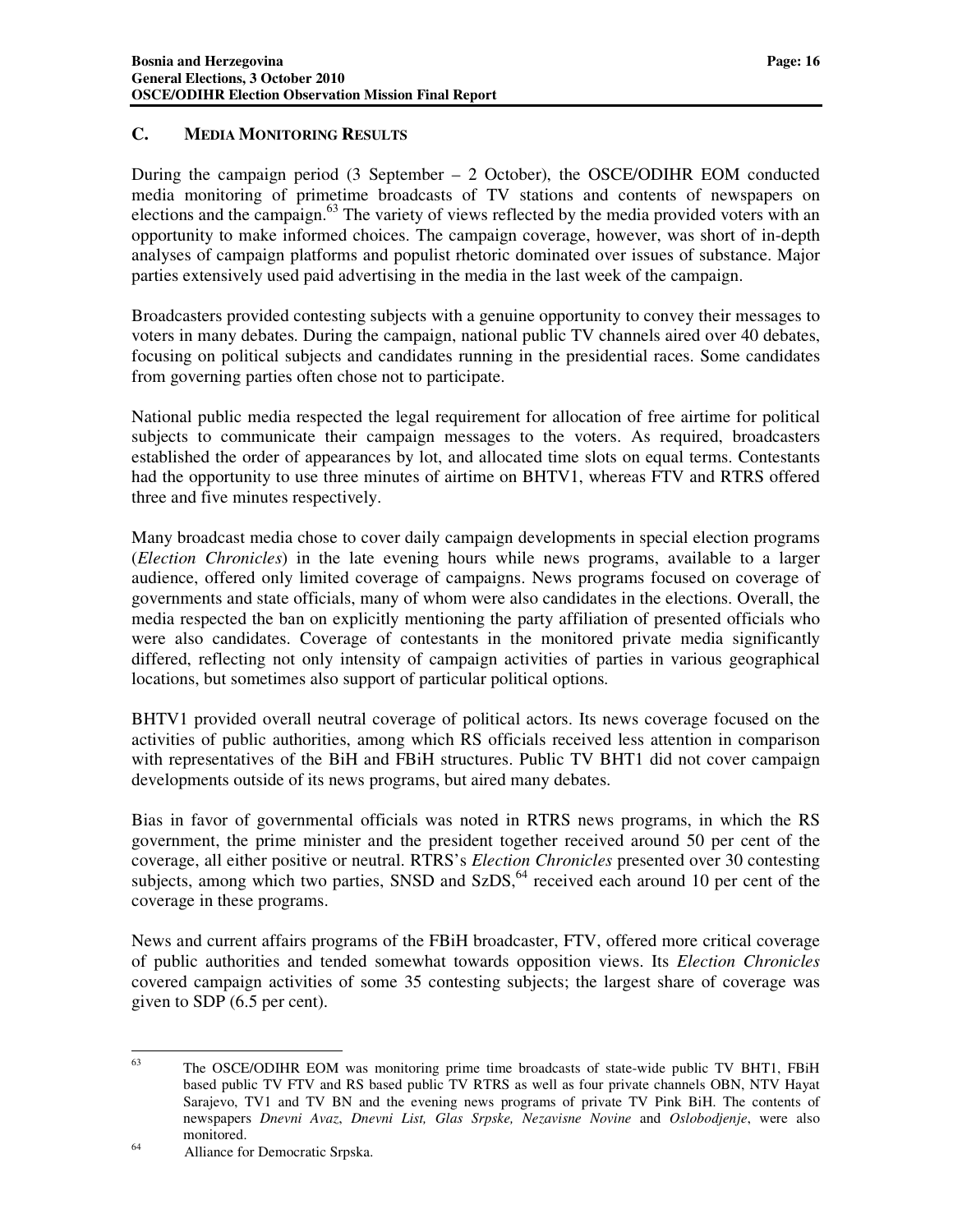### C. MEDIA MONITORING RESULTS

During the campaign period (3 September – 2 October), the OSCE/ODIHR EOM conducted media monitoring of primetime broadcasts of TV stations and contents of newspapers on elections and the campaign.[63] The variety of views reflected by the media provided voters with an opportunity to make informed choices. The campaign coverage, however, was short of in-depth analyses of campaign platforms and populist rhetoric dominated over issues of substance. Major parties extensively used paid advertising in the media in the last week of the campaign.

Broadcasters provided contesting subjects with a genuine opportunity to convey their messages to voters in many debates. During the campaign, national public TV channels aired over 40 debates, focusing on political subjects and candidates running in the presidential races. Some candidates from governing parties often chose not to participate.

National public media respected the legal requirement for allocation of free airtime for political subjects to communicate their campaign messages to the voters. As required, broadcasters established the order of appearances by lot, and allocated time slots on equal terms. Contestants had the opportunity to use three minutes of airtime on BHTV1, whereas FTV and RTRS offered three and five minutes respectively.

Many broadcast media chose to cover daily campaign developments in special election programs (*Election Chronicles*) in the late evening hours while news programs, available to a larger audience, offered only limited coverage of campaigns. News programs focused on coverage of governments and state officials, many of whom were also candidates in the elections. Overall, the media respected the ban on explicitly mentioning the party affiliation of presented officials who were also candidates. Coverage of contestants in the monitored private media significantly differed, reflecting not only intensity of campaign activities of parties in various geographical locations, but sometimes also support of particular political options.

BHTV1 provided overall neutral coverage of political actors. Its news coverage focused on the activities of public authorities, among which RS officials received less attention in comparison with representatives of the BiH and FBiH structures. Public TV BHT1 did not cover campaign developments outside of its news programs, but aired many debates.

Bias in favor of governmental officials was noted in RTRS news programs, in which the RS government, the prime minister and the president together received around 50 per cent of the coverage, all either positive or neutral. RTRS's *Election Chronicles* presented over 30 contesting subjects, among which two parties, SNSD and SzDS,[64] received each around 10 per cent of the coverage in these programs.

News and current affairs programs of the FBiH broadcaster, FTV, offered more critical coverage of public authorities and tended somewhat towards opposition views. Its *Election Chronicles* covered campaign activities of some 35 contesting subjects; the largest share of coverage was given to SDP (6.5 per cent).

---

[63] The OSCE/ODIHR EOM was monitoring prime time broadcasts of state-wide public TV BHT1, FBiH based public TV FTV and RS based public TV RTRS as well as four private channels OBN, NTV Hayat Sarajevo, TV1 and TV BN and the evening news programs of private TV Pink BiH. The contents of newspapers *Dnevni Avaz*, *Dnevni List, Glas Srpske, Nezavisne Novine* and *Oslobodjenje*, were also monitored.

[64] Alliance for Democratic Srpska.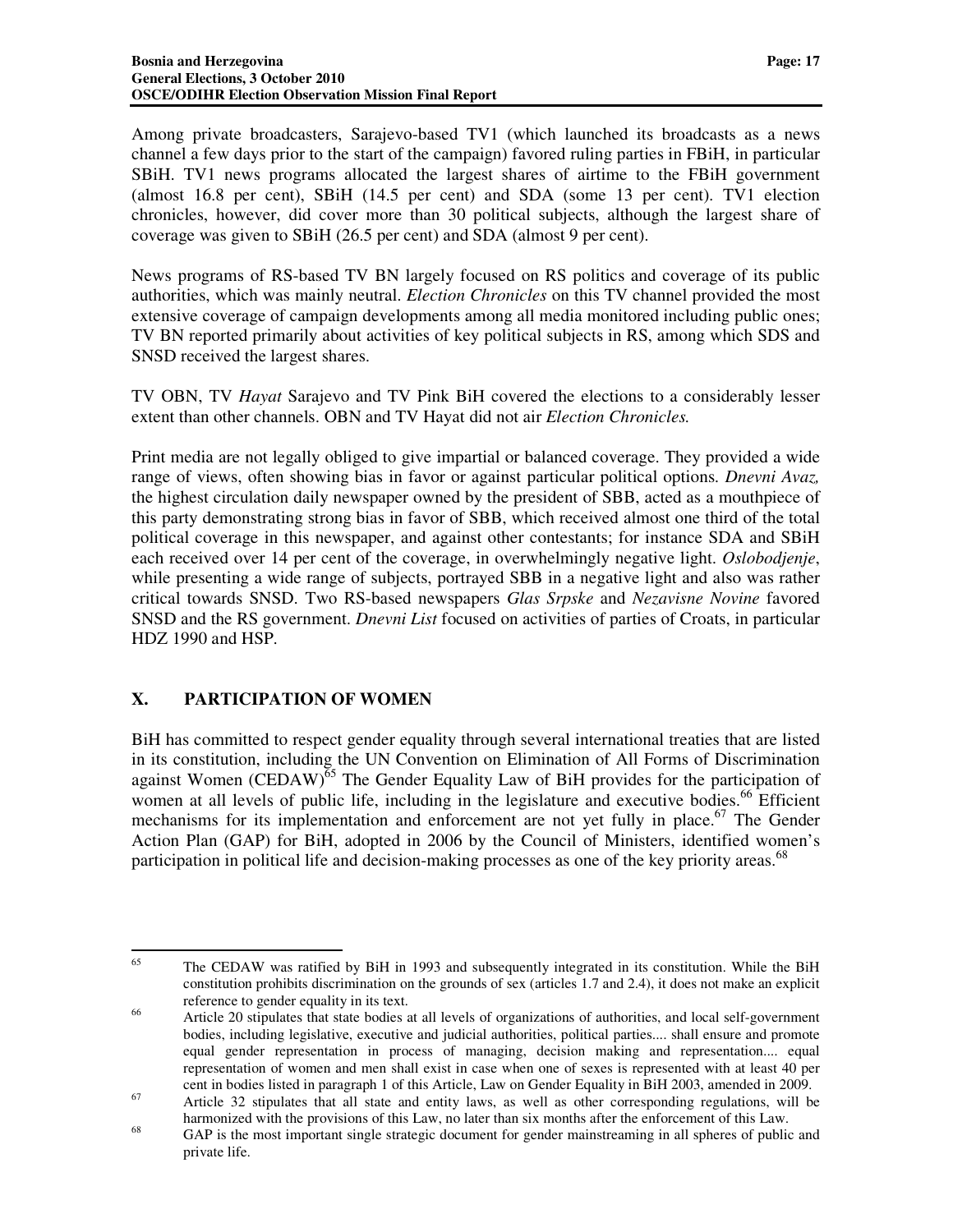Among private broadcasters, Sarajevo-based TV1 (which launched its broadcasts as a news channel a few days prior to the start of the campaign) favored ruling parties in FBiH, in particular SBiH. TV1 news programs allocated the largest shares of airtime to the FBiH government (almost 16.8 per cent), SBiH (14.5 per cent) and SDA (some 13 per cent). TV1 election chronicles, however, did cover more than 30 political subjects, although the largest share of coverage was given to SBiH (26.5 per cent) and SDA (almost 9 per cent).

News programs of RS-based TV BN largely focused on RS politics and coverage of its public authorities, which was mainly neutral. *Election Chronicles* on this TV channel provided the most extensive coverage of campaign developments among all media monitored including public ones; TV BN reported primarily about activities of key political subjects in RS, among which SDS and SNSD received the largest shares.

TV OBN, TV *Hayat* Sarajevo and TV Pink BiH covered the elections to a considerably lesser extent than other channels. OBN and TV Hayat did not air *Election Chronicles.*

Print media are not legally obliged to give impartial or balanced coverage. They provided a wide range of views, often showing bias in favor or against particular political options. *Dnevni Avaz,* the highest circulation daily newspaper owned by the president of SBB, acted as a mouthpiece of this party demonstrating strong bias in favor of SBB, which received almost one third of the total political coverage in this newspaper, and against other contestants; for instance SDA and SBiH each received over 14 per cent of the coverage, in overwhelmingly negative light. *Oslobodjenje*, while presenting a wide range of subjects, portrayed SBB in a negative light and also was rather critical towards SNSD. Two RS-based newspapers *Glas Srpske* and *Nezavisne Novine* favored SNSD and the RS government. *Dnevni List* focused on activities of parties of Croats, in particular HDZ 1990 and HSP.

## X. PARTICIPATION OF WOMEN

BiH has committed to respect gender equality through several international treaties that are listed in its constitution, including the UN Convention on Elimination of All Forms of Discrimination against Women (CEDAW)[65] The Gender Equality Law of BiH provides for the participation of women at all levels of public life, including in the legislature and executive bodies.[66] Efficient mechanisms for its implementation and enforcement are not yet fully in place.[67] The Gender Action Plan (GAP) for BiH, adopted in 2006 by the Council of Ministers, identified women's participation in political life and decision-making processes as one of the key priority areas.[68]

---

[65] The CEDAW was ratified by BiH in 1993 and subsequently integrated in its constitution. While the BiH constitution prohibits discrimination on the grounds of sex (articles 1.7 and 2.4), it does not make an explicit reference to gender equality in its text.

[66] Article 20 stipulates that state bodies at all levels of organizations of authorities, and local self-government bodies, including legislative, executive and judicial authorities, political parties.... shall ensure and promote equal gender representation in process of managing, decision making and representation.... equal representation of women and men shall exist in case when one of sexes is represented with at least 40 per cent in bodies listed in paragraph 1 of this Article, Law on Gender Equality in BiH 2003, amended in 2009.

[67] Article 32 stipulates that all state and entity laws, as well as other corresponding regulations, will be harmonized with the provisions of this Law, no later than six months after the enforcement of this Law.

[68] GAP is the most important single strategic document for gender mainstreaming in all spheres of public and private life.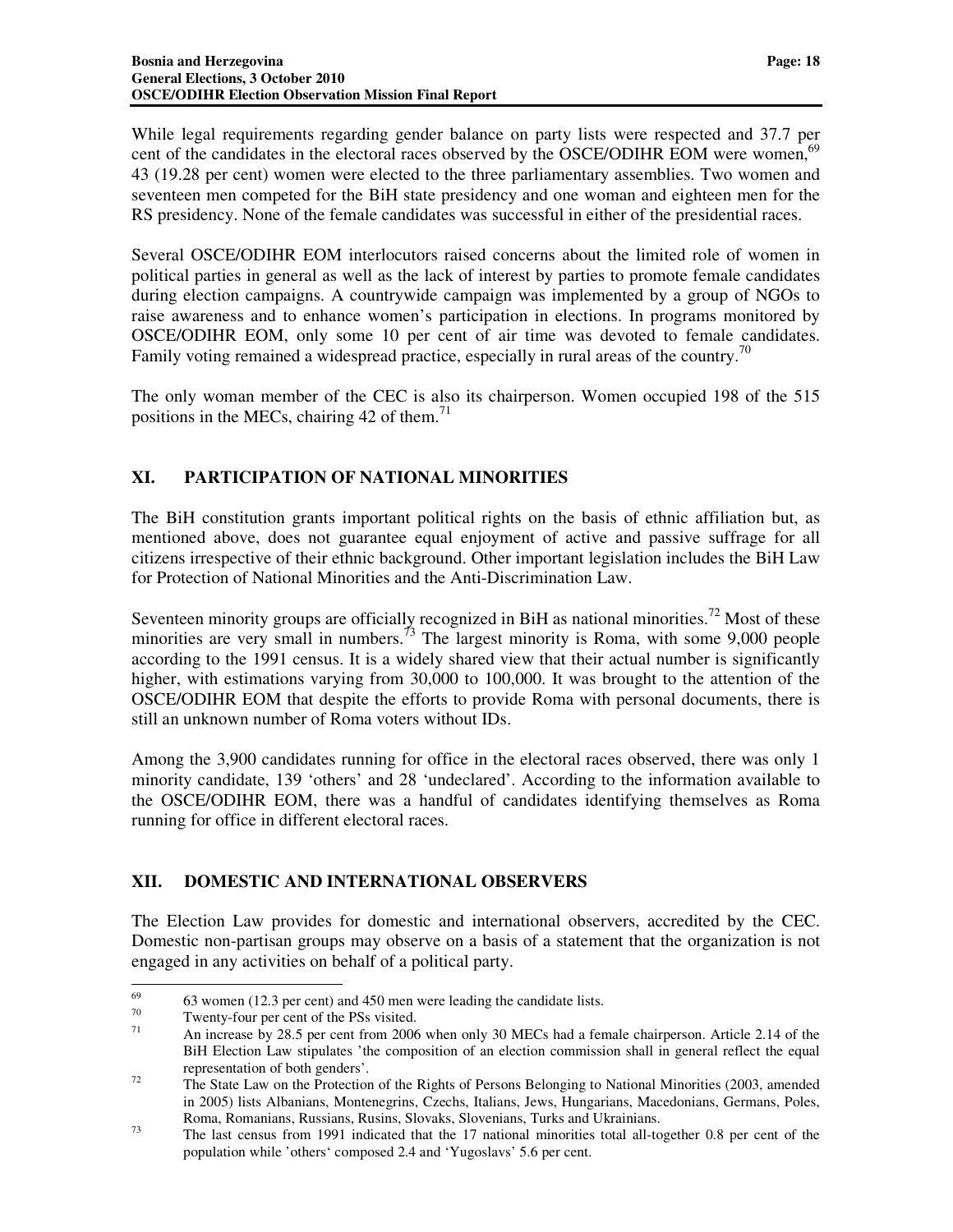While legal requirements regarding gender balance on party lists were respected and 37.7 per cent of the candidates in the electoral races observed by the OSCE/ODIHR EOM were women,[69] 43 (19.28 per cent) women were elected to the three parliamentary assemblies. Two women and seventeen men competed for the BiH state presidency and one woman and eighteen men for the RS presidency. None of the female candidates was successful in either of the presidential races.

Several OSCE/ODIHR EOM interlocutors raised concerns about the limited role of women in political parties in general as well as the lack of interest by parties to promote female candidates during election campaigns. A countrywide campaign was implemented by a group of NGOs to raise awareness and to enhance women's participation in elections. In programs monitored by OSCE/ODIHR EOM, only some 10 per cent of air time was devoted to female candidates. Family voting remained a widespread practice, especially in rural areas of the country.[70]

The only woman member of the CEC is also its chairperson. Women occupied 198 of the 515 positions in the MECs, chairing 42 of them.[71]

## XI. PARTICIPATION OF NATIONAL MINORITIES

The BiH constitution grants important political rights on the basis of ethnic affiliation but, as mentioned above, does not guarantee equal enjoyment of active and passive suffrage for all citizens irrespective of their ethnic background. Other important legislation includes the BiH Law for Protection of National Minorities and the Anti-Discrimination Law.

Seventeen minority groups are officially recognized in BiH as national minorities.[72] Most of these minorities are very small in numbers.[73] The largest minority is Roma, with some 9,000 people according to the 1991 census. It is a widely shared view that their actual number is significantly higher, with estimations varying from 30,000 to 100,000. It was brought to the attention of the OSCE/ODIHR EOM that despite the efforts to provide Roma with personal documents, there is still an unknown number of Roma voters without IDs.

Among the 3,900 candidates running for office in the electoral races observed, there was only 1 minority candidate, 139 'others' and 28 'undeclared'. According to the information available to the OSCE/ODIHR EOM, there was a handful of candidates identifying themselves as Roma running for office in different electoral races.

## XII. DOMESTIC AND INTERNATIONAL OBSERVERS

The Election Law provides for domestic and international observers, accredited by the CEC. Domestic non-partisan groups may observe on a basis of a statement that the organization is not engaged in any activities on behalf of a political party.

---

[69] 63 women (12.3 per cent) and 450 men were leading the candidate lists.

[70] Twenty-four per cent of the PSs visited.

[71] An increase by 28.5 per cent from 2006 when only 30 MECs had a female chairperson. Article 2.14 of the BiH Election Law stipulates 'the composition of an election commission shall in general reflect the equal representation of both genders'.

[72] The State Law on the Protection of the Rights of Persons Belonging to National Minorities (2003, amended in 2005) lists Albanians, Montenegrins, Czechs, Italians, Jews, Hungarians, Macedonians, Germans, Poles, Roma, Romanians, Russians, Rusins, Slovaks, Slovenians, Turks and Ukrainians.

[73] The last census from 1991 indicated that the 17 national minorities total all-together 0.8 per cent of the population while 'others' composed 2.4 and 'Yugoslavs' 5.6 per cent.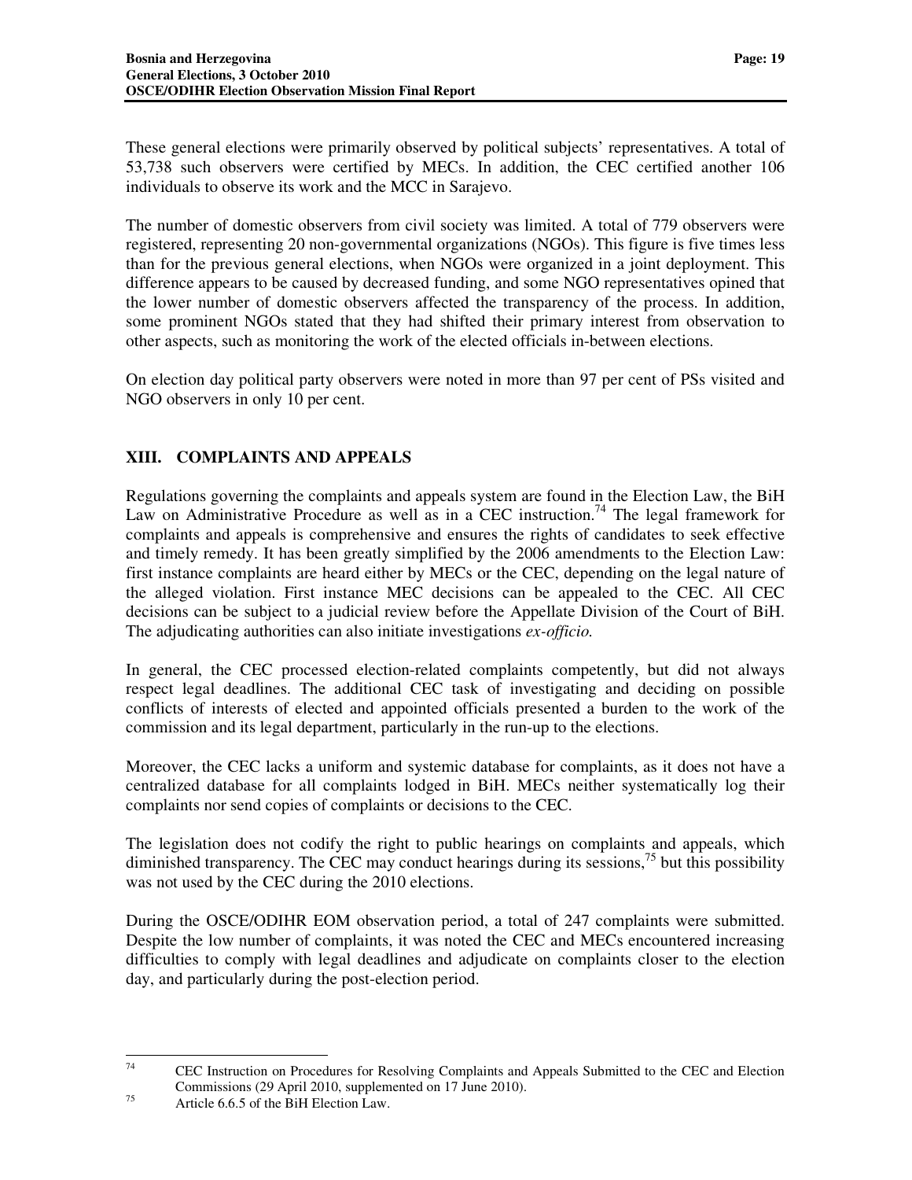These general elections were primarily observed by political subjects' representatives. A total of 53,738 such observers were certified by MECs. In addition, the CEC certified another 106 individuals to observe its work and the MCC in Sarajevo.

The number of domestic observers from civil society was limited. A total of 779 observers were registered, representing 20 non-governmental organizations (NGOs). This figure is five times less than for the previous general elections, when NGOs were organized in a joint deployment. This difference appears to be caused by decreased funding, and some NGO representatives opined that the lower number of domestic observers affected the transparency of the process. In addition, some prominent NGOs stated that they had shifted their primary interest from observation to other aspects, such as monitoring the work of the elected officials in-between elections.

On election day political party observers were noted in more than 97 per cent of PSs visited and NGO observers in only 10 per cent.

## XIII. COMPLAINTS AND APPEALS

Regulations governing the complaints and appeals system are found in the Election Law, the BiH Law on Administrative Procedure as well as in a CEC instruction.[74] The legal framework for complaints and appeals is comprehensive and ensures the rights of candidates to seek effective and timely remedy. It has been greatly simplified by the 2006 amendments to the Election Law: first instance complaints are heard either by MECs or the CEC, depending on the legal nature of the alleged violation. First instance MEC decisions can be appealed to the CEC. All CEC decisions can be subject to a judicial review before the Appellate Division of the Court of BiH. The adjudicating authorities can also initiate investigations *ex-officio.*

In general, the CEC processed election-related complaints competently, but did not always respect legal deadlines. The additional CEC task of investigating and deciding on possible conflicts of interests of elected and appointed officials presented a burden to the work of the commission and its legal department, particularly in the run-up to the elections.

Moreover, the CEC lacks a uniform and systemic database for complaints, as it does not have a centralized database for all complaints lodged in BiH. MECs neither systematically log their complaints nor send copies of complaints or decisions to the CEC.

The legislation does not codify the right to public hearings on complaints and appeals, which diminished transparency. The CEC may conduct hearings during its sessions,[75] but this possibility was not used by the CEC during the 2010 elections.

During the OSCE/ODIHR EOM observation period, a total of 247 complaints were submitted. Despite the low number of complaints, it was noted the CEC and MECs encountered increasing difficulties to comply with legal deadlines and adjudicate on complaints closer to the election day, and particularly during the post-election period.

---

[74] CEC Instruction on Procedures for Resolving Complaints and Appeals Submitted to the CEC and Election Commissions (29 April 2010, supplemented on 17 June 2010).

[75] Article 6.6.5 of the BiH Election Law.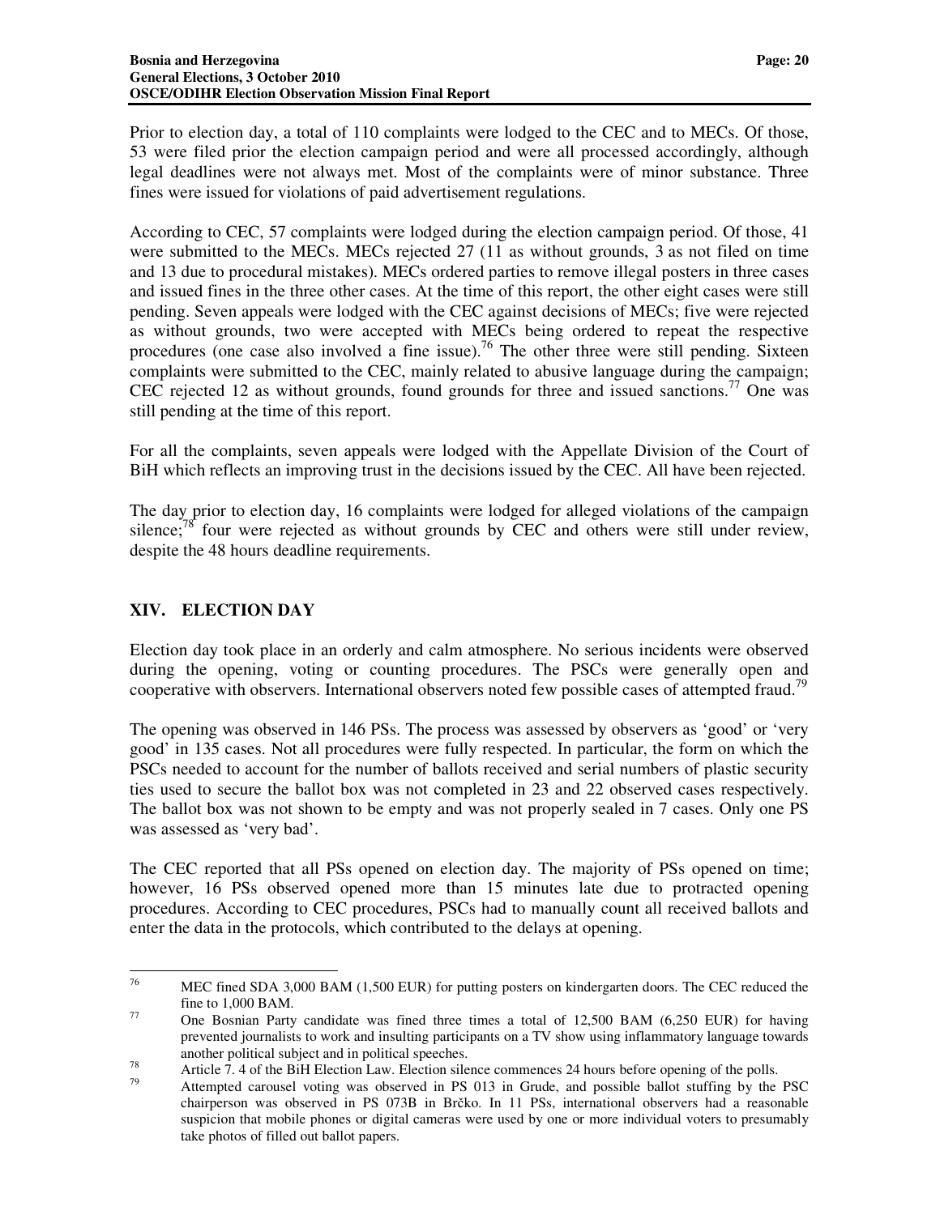Prior to election day, a total of 110 complaints were lodged to the CEC and to MECs. Of those, 53 were filed prior the election campaign period and were all processed accordingly, although legal deadlines were not always met. Most of the complaints were of minor substance. Three fines were issued for violations of paid advertisement regulations.

According to CEC, 57 complaints were lodged during the election campaign period. Of those, 41 were submitted to the MECs. MECs rejected 27 (11 as without grounds, 3 as not filed on time and 13 due to procedural mistakes). MECs ordered parties to remove illegal posters in three cases and issued fines in the three other cases. At the time of this report, the other eight cases were still pending. Seven appeals were lodged with the CEC against decisions of MECs; five were rejected as without grounds, two were accepted with MECs being ordered to repeat the respective procedures (one case also involved a fine issue).[76] The other three were still pending. Sixteen complaints were submitted to the CEC, mainly related to abusive language during the campaign; CEC rejected 12 as without grounds, found grounds for three and issued sanctions.[77] One was still pending at the time of this report.

For all the complaints, seven appeals were lodged with the Appellate Division of the Court of BiH which reflects an improving trust in the decisions issued by the CEC. All have been rejected.

The day prior to election day, 16 complaints were lodged for alleged violations of the campaign silence;[78] four were rejected as without grounds by CEC and others were still under review, despite the 48 hours deadline requirements.

## XIV. ELECTION DAY

Election day took place in an orderly and calm atmosphere. No serious incidents were observed during the opening, voting or counting procedures. The PSCs were generally open and cooperative with observers. International observers noted few possible cases of attempted fraud.[79]

The opening was observed in 146 PSs. The process was assessed by observers as 'good' or 'very good' in 135 cases. Not all procedures were fully respected. In particular, the form on which the PSCs needed to account for the number of ballots received and serial numbers of plastic security ties used to secure the ballot box was not completed in 23 and 22 observed cases respectively. The ballot box was not shown to be empty and was not properly sealed in 7 cases. Only one PS was assessed as 'very bad'.

The CEC reported that all PSs opened on election day. The majority of PSs opened on time; however, 16 PSs observed opened more than 15 minutes late due to protracted opening procedures. According to CEC procedures, PSCs had to manually count all received ballots and enter the data in the protocols, which contributed to the delays at opening.

---

[76] MEC fined SDA 3,000 BAM (1,500 EUR) for putting posters on kindergarten doors. The CEC reduced the fine to 1,000 BAM.

[77] One Bosnian Party candidate was fined three times a total of 12,500 BAM (6,250 EUR) for having prevented journalists to work and insulting participants on a TV show using inflammatory language towards another political subject and in political speeches.

[78] Article 7. 4 of the BiH Election Law. Election silence commences 24 hours before opening of the polls.

[79] Attempted carousel voting was observed in PS 013 in Grude, and possible ballot stuffing by the PSC chairperson was observed in PS 073B in Brčko. In 11 PSs, international observers had a reasonable suspicion that mobile phones or digital cameras were used by one or more individual voters to presumably take photos of filled out ballot papers.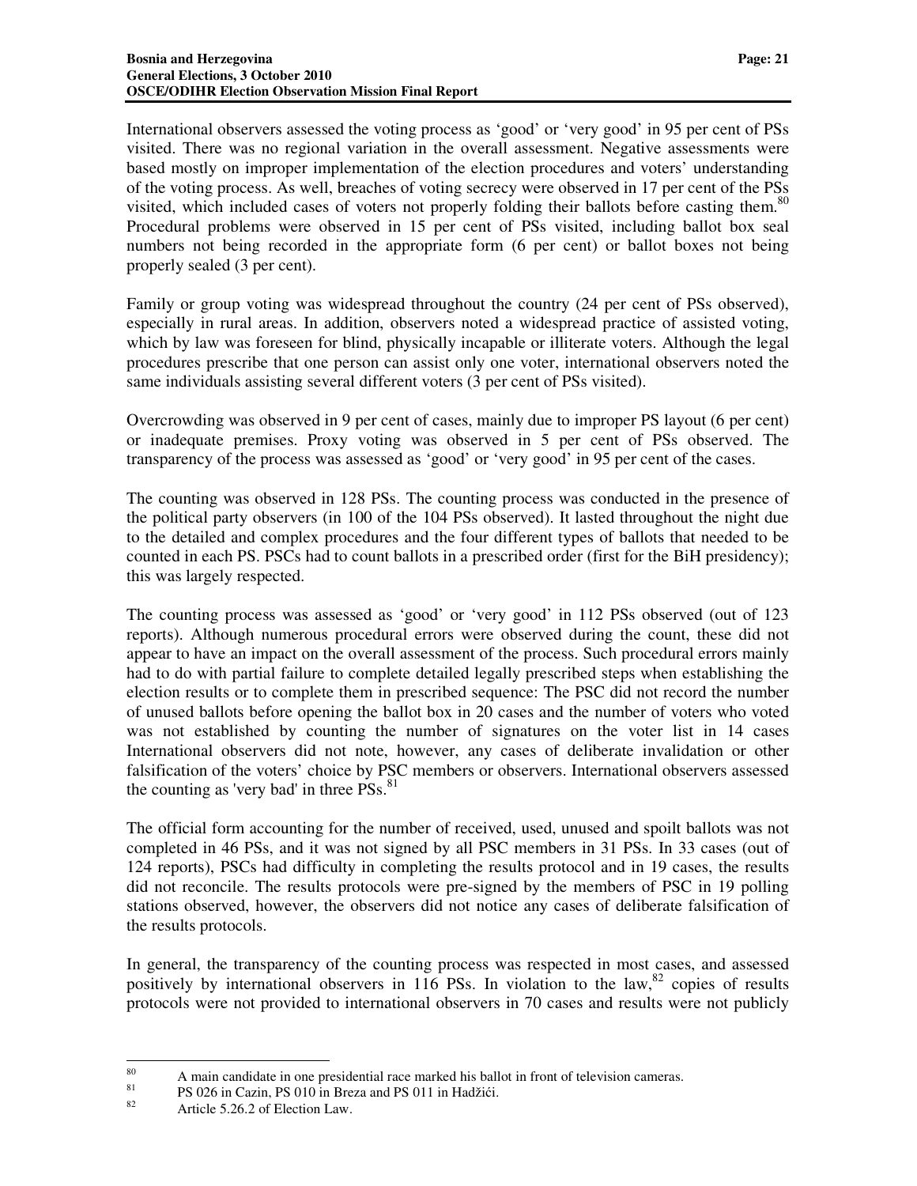International observers assessed the voting process as 'good' or 'very good' in 95 per cent of PSs visited. There was no regional variation in the overall assessment. Negative assessments were based mostly on improper implementation of the election procedures and voters' understanding of the voting process. As well, breaches of voting secrecy were observed in 17 per cent of the PSs visited, which included cases of voters not properly folding their ballots before casting them.[80] Procedural problems were observed in 15 per cent of PSs visited, including ballot box seal numbers not being recorded in the appropriate form (6 per cent) or ballot boxes not being properly sealed (3 per cent).

Family or group voting was widespread throughout the country (24 per cent of PSs observed), especially in rural areas. In addition, observers noted a widespread practice of assisted voting, which by law was foreseen for blind, physically incapable or illiterate voters. Although the legal procedures prescribe that one person can assist only one voter, international observers noted the same individuals assisting several different voters (3 per cent of PSs visited).

Overcrowding was observed in 9 per cent of cases, mainly due to improper PS layout (6 per cent) or inadequate premises. Proxy voting was observed in 5 per cent of PSs observed. The transparency of the process was assessed as 'good' or 'very good' in 95 per cent of the cases.

The counting was observed in 128 PSs. The counting process was conducted in the presence of the political party observers (in 100 of the 104 PSs observed). It lasted throughout the night due to the detailed and complex procedures and the four different types of ballots that needed to be counted in each PS. PSCs had to count ballots in a prescribed order (first for the BiH presidency); this was largely respected.

The counting process was assessed as 'good' or 'very good' in 112 PSs observed (out of 123 reports). Although numerous procedural errors were observed during the count, these did not appear to have an impact on the overall assessment of the process. Such procedural errors mainly had to do with partial failure to complete detailed legally prescribed steps when establishing the election results or to complete them in prescribed sequence: The PSC did not record the number of unused ballots before opening the ballot box in 20 cases and the number of voters who voted was not established by counting the number of signatures on the voter list in 14 cases International observers did not note, however, any cases of deliberate invalidation or other falsification of the voters' choice by PSC members or observers. International observers assessed the counting as 'very bad' in three PSs.[81]

The official form accounting for the number of received, used, unused and spoilt ballots was not completed in 46 PSs, and it was not signed by all PSC members in 31 PSs. In 33 cases (out of 124 reports), PSCs had difficulty in completing the results protocol and in 19 cases, the results did not reconcile. The results protocols were pre-signed by the members of PSC in 19 polling stations observed, however, the observers did not notice any cases of deliberate falsification of the results protocols.

In general, the transparency of the counting process was respected in most cases, and assessed positively by international observers in 116 PSs. In violation to the law,[82] copies of results protocols were not provided to international observers in 70 cases and results were not publicly

---

[80] A main candidate in one presidential race marked his ballot in front of television cameras.

[81] PS 026 in Cazin, PS 010 in Breza and PS 011 in Hadžići.

[82] Article 5.26.2 of Election Law.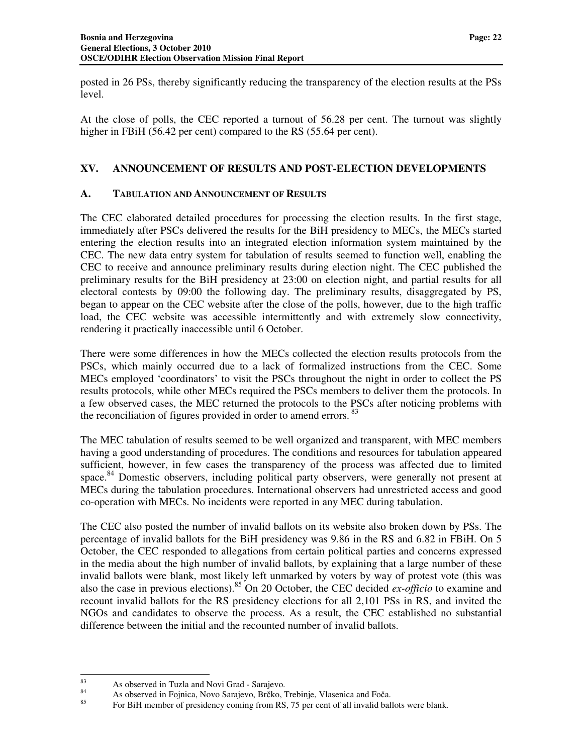posted in 26 PSs, thereby significantly reducing the transparency of the election results at the PSs level.

At the close of polls, the CEC reported a turnout of 56.28 per cent. The turnout was slightly higher in FBiH (56.42 per cent) compared to the RS (55.64 per cent).

## XV. ANNOUNCEMENT OF RESULTS AND POST-ELECTION DEVELOPMENTS

### A. TABULATION AND ANNOUNCEMENT OF RESULTS

The CEC elaborated detailed procedures for processing the election results. In the first stage, immediately after PSCs delivered the results for the BiH presidency to MECs, the MECs started entering the election results into an integrated election information system maintained by the CEC. The new data entry system for tabulation of results seemed to function well, enabling the CEC to receive and announce preliminary results during election night. The CEC published the preliminary results for the BiH presidency at 23:00 on election night, and partial results for all electoral contests by 09:00 the following day. The preliminary results, disaggregated by PS, began to appear on the CEC website after the close of the polls, however, due to the high traffic load, the CEC website was accessible intermittently and with extremely slow connectivity, rendering it practically inaccessible until 6 October.

There were some differences in how the MECs collected the election results protocols from the PSCs, which mainly occurred due to a lack of formalized instructions from the CEC. Some MECs employed 'coordinators' to visit the PSCs throughout the night in order to collect the PS results protocols, while other MECs required the PSCs members to deliver them the protocols. In a few observed cases, the MEC returned the protocols to the PSCs after noticing problems with the reconciliation of figures provided in order to amend errors. [83]

The MEC tabulation of results seemed to be well organized and transparent, with MEC members having a good understanding of procedures. The conditions and resources for tabulation appeared sufficient, however, in few cases the transparency of the process was affected due to limited space.[84] Domestic observers, including political party observers, were generally not present at MECs during the tabulation procedures. International observers had unrestricted access and good co-operation with MECs. No incidents were reported in any MEC during tabulation.

The CEC also posted the number of invalid ballots on its website also broken down by PSs. The percentage of invalid ballots for the BiH presidency was 9.86 in the RS and 6.82 in FBiH. On 5 October, the CEC responded to allegations from certain political parties and concerns expressed in the media about the high number of invalid ballots, by explaining that a large number of these invalid ballots were blank, most likely left unmarked by voters by way of protest vote (this was also the case in previous elections).[85] On 20 October, the CEC decided *ex-officio* to examine and recount invalid ballots for the RS presidency elections for all 2,101 PSs in RS, and invited the NGOs and candidates to observe the process. As a result, the CEC established no substantial difference between the initial and the recounted number of invalid ballots.

---

[83] As observed in Tuzla and Novi Grad - Sarajevo.

[84] As observed in Fojnica, Novo Sarajevo, Brčko, Trebinje, Vlasenica and Foča.

[85] For BiH member of presidency coming from RS, 75 per cent of all invalid ballots were blank.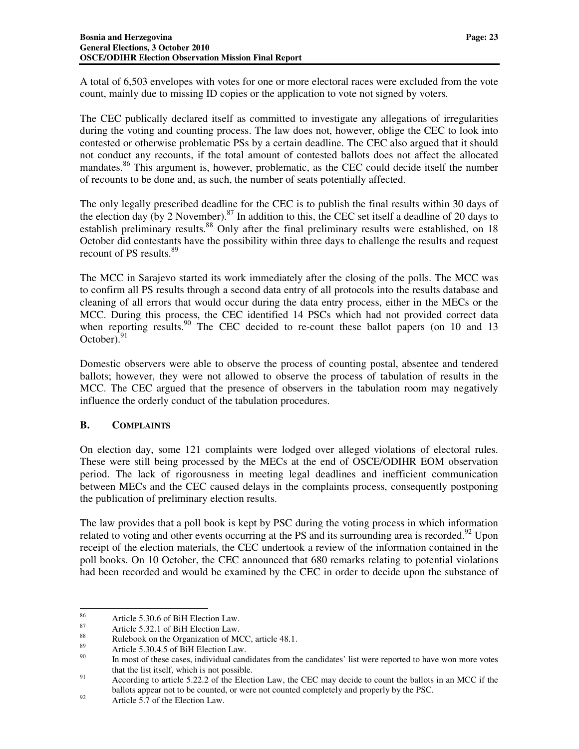A total of 6,503 envelopes with votes for one or more electoral races were excluded from the vote count, mainly due to missing ID copies or the application to vote not signed by voters.

The CEC publically declared itself as committed to investigate any allegations of irregularities during the voting and counting process. The law does not, however, oblige the CEC to look into contested or otherwise problematic PSs by a certain deadline. The CEC also argued that it should not conduct any recounts, if the total amount of contested ballots does not affect the allocated mandates.[86] This argument is, however, problematic, as the CEC could decide itself the number of recounts to be done and, as such, the number of seats potentially affected.

The only legally prescribed deadline for the CEC is to publish the final results within 30 days of the election day (by 2 November).[87] In addition to this, the CEC set itself a deadline of 20 days to establish preliminary results.[88] Only after the final preliminary results were established, on 18 October did contestants have the possibility within three days to challenge the results and request recount of PS results.[89]

The MCC in Sarajevo started its work immediately after the closing of the polls. The MCC was to confirm all PS results through a second data entry of all protocols into the results database and cleaning of all errors that would occur during the data entry process, either in the MECs or the MCC. During this process, the CEC identified 14 PSCs which had not provided correct data when reporting results.[90] The CEC decided to re-count these ballot papers (on 10 and 13 October).[91]

Domestic observers were able to observe the process of counting postal, absentee and tendered ballots; however, they were not allowed to observe the process of tabulation of results in the MCC. The CEC argued that the presence of observers in the tabulation room may negatively influence the orderly conduct of the tabulation procedures.

## B. COMPLAINTS

On election day, some 121 complaints were lodged over alleged violations of electoral rules. These were still being processed by the MECs at the end of OSCE/ODIHR EOM observation period. The lack of rigorousness in meeting legal deadlines and inefficient communication between MECs and the CEC caused delays in the complaints process, consequently postponing the publication of preliminary election results.

The law provides that a poll book is kept by PSC during the voting process in which information related to voting and other events occurring at the PS and its surrounding area is recorded.[92] Upon receipt of the election materials, the CEC undertook a review of the information contained in the poll books. On 10 October, the CEC announced that 680 remarks relating to potential violations had been recorded and would be examined by the CEC in order to decide upon the substance of

---

[86] Article 5.30.6 of BiH Election Law.

[87] Article 5.32.1 of BiH Election Law.

[88] Rulebook on the Organization of MCC, article 48.1.

[89] Article 5.30.4.5 of BiH Election Law.

[90] In most of these cases, individual candidates from the candidates' list were reported to have won more votes that the list itself, which is not possible.

[91] According to article 5.22.2 of the Election Law, the CEC may decide to count the ballots in an MCC if the ballots appear not to be counted, or were not counted completely and properly by the PSC.

[92] Article 5.7 of the Election Law.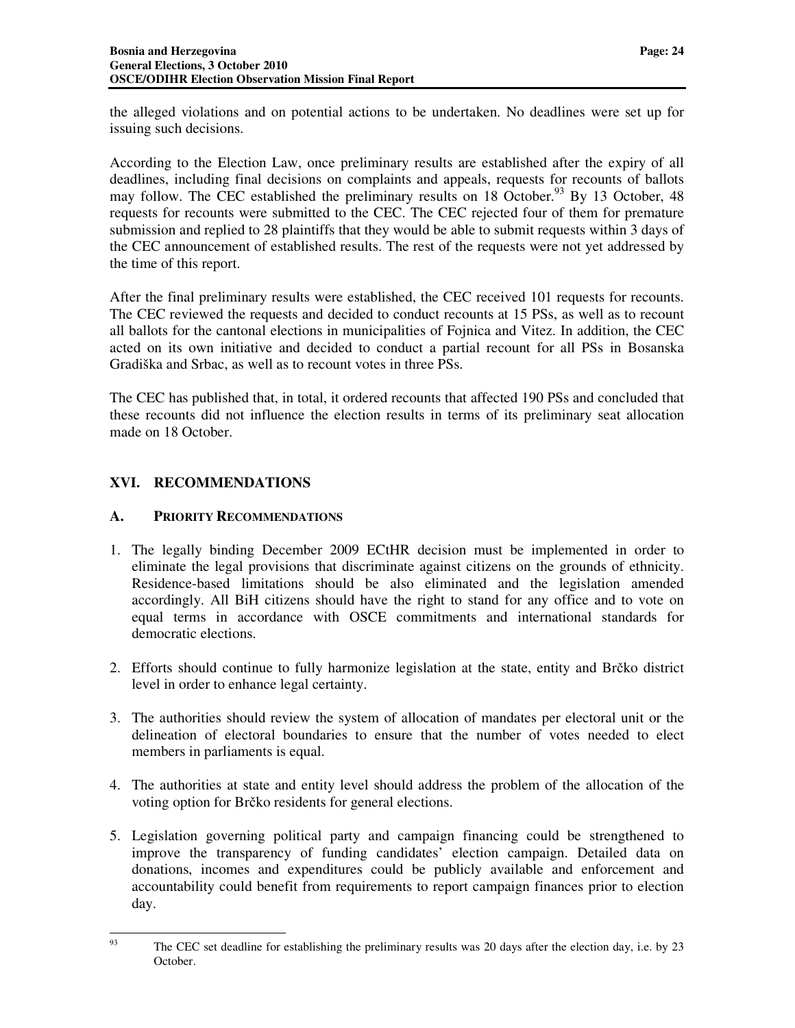the alleged violations and on potential actions to be undertaken. No deadlines were set up for issuing such decisions.

According to the Election Law, once preliminary results are established after the expiry of all deadlines, including final decisions on complaints and appeals, requests for recounts of ballots may follow. The CEC established the preliminary results on 18 October.[93] By 13 October, 48 requests for recounts were submitted to the CEC. The CEC rejected four of them for premature submission and replied to 28 plaintiffs that they would be able to submit requests within 3 days of the CEC announcement of established results. The rest of the requests were not yet addressed by the time of this report.

After the final preliminary results were established, the CEC received 101 requests for recounts. The CEC reviewed the requests and decided to conduct recounts at 15 PSs, as well as to recount all ballots for the cantonal elections in municipalities of Fojnica and Vitez. In addition, the CEC acted on its own initiative and decided to conduct a partial recount for all PSs in Bosanska Gradiška and Srbac, as well as to recount votes in three PSs.

The CEC has published that, in total, it ordered recounts that affected 190 PSs and concluded that these recounts did not influence the election results in terms of its preliminary seat allocation made on 18 October.

## XVI. RECOMMENDATIONS

### A. PRIORITY RECOMMENDATIONS

1. The legally binding December 2009 ECtHR decision must be implemented in order to eliminate the legal provisions that discriminate against citizens on the grounds of ethnicity. Residence-based limitations should be also eliminated and the legislation amended accordingly. All BiH citizens should have the right to stand for any office and to vote on equal terms in accordance with OSCE commitments and international standards for democratic elections.

2. Efforts should continue to fully harmonize legislation at the state, entity and Brčko district level in order to enhance legal certainty.

3. The authorities should review the system of allocation of mandates per electoral unit or the delineation of electoral boundaries to ensure that the number of votes needed to elect members in parliaments is equal.

4. The authorities at state and entity level should address the problem of the allocation of the voting option for Brčko residents for general elections.

5. Legislation governing political party and campaign financing could be strengthened to improve the transparency of funding candidates' election campaign. Detailed data on donations, incomes and expenditures could be publicly available and enforcement and accountability could benefit from requirements to report campaign finances prior to election day.

---

[93] The CEC set deadline for establishing the preliminary results was 20 days after the election day, i.e. by 23 October.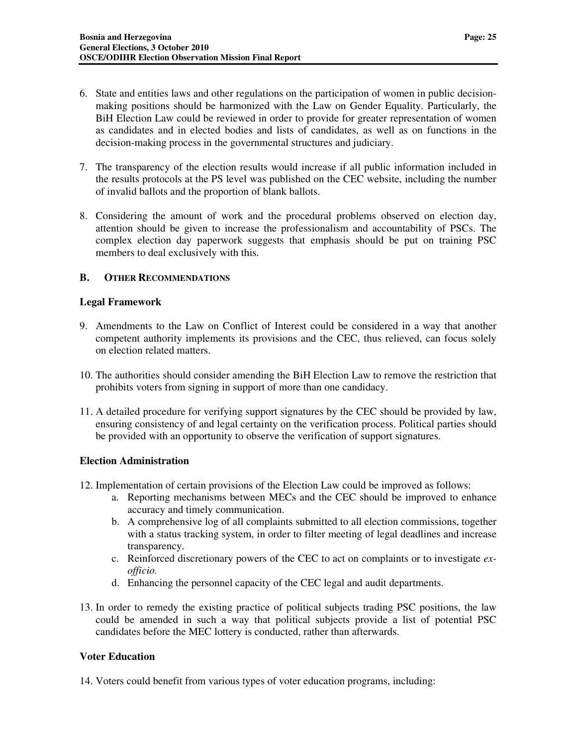6. State and entities laws and other regulations on the participation of women in public decision-making positions should be harmonized with the Law on Gender Equality. Particularly, the BiH Election Law could be reviewed in order to provide for greater representation of women as candidates and in elected bodies and lists of candidates, as well as on functions in the decision-making process in the governmental structures and judiciary.

7. The transparency of the election results would increase if all public information included in the results protocols at the PS level was published on the CEC website, including the number of invalid ballots and the proportion of blank ballots.

8. Considering the amount of work and the procedural problems observed on election day, attention should be given to increase the professionalism and accountability of PSCs. The complex election day paperwork suggests that emphasis should be put on training PSC members to deal exclusively with this.

## B. OTHER RECOMMENDATIONS

### Legal Framework

9. Amendments to the Law on Conflict of Interest could be considered in a way that another competent authority implements its provisions and the CEC, thus relieved, can focus solely on election related matters.

10. The authorities should consider amending the BiH Election Law to remove the restriction that prohibits voters from signing in support of more than one candidacy.

11. A detailed procedure for verifying support signatures by the CEC should be provided by law, ensuring consistency of and legal certainty on the verification process. Political parties should be provided with an opportunity to observe the verification of support signatures.

### Election Administration

12. Implementation of certain provisions of the Election Law could be improved as follows:
    a. Reporting mechanisms between MECs and the CEC should be improved to enhance accuracy and timely communication.
    b. A comprehensive log of all complaints submitted to all election commissions, together with a status tracking system, in order to filter meeting of legal deadlines and increase transparency.
    c. Reinforced discretionary powers of the CEC to act on complaints or to investigate *ex-officio.*
    d. Enhancing the personnel capacity of the CEC legal and audit departments.

13. In order to remedy the existing practice of political subjects trading PSC positions, the law could be amended in such a way that political subjects provide a list of potential PSC candidates before the MEC lottery is conducted, rather than afterwards.

### Voter Education

14. Voters could benefit from various types of voter education programs, including: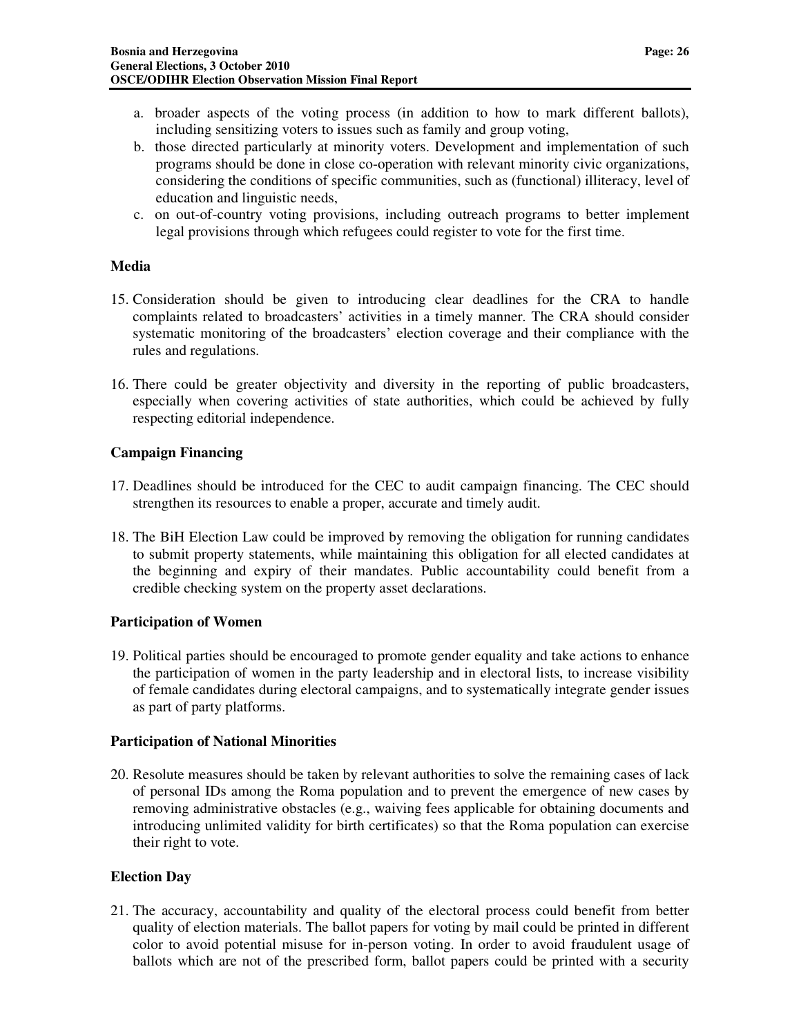a. broader aspects of the voting process (in addition to how to mark different ballots), including sensitizing voters to issues such as family and group voting,
b. those directed particularly at minority voters. Development and implementation of such programs should be done in close co-operation with relevant minority civic organizations, considering the conditions of specific communities, such as (functional) illiteracy, level of education and linguistic needs,
c. on out-of-country voting provisions, including outreach programs to better implement legal provisions through which refugees could register to vote for the first time.

### Media

15. Consideration should be given to introducing clear deadlines for the CRA to handle complaints related to broadcasters' activities in a timely manner. The CRA should consider systematic monitoring of the broadcasters' election coverage and their compliance with the rules and regulations.

16. There could be greater objectivity and diversity in the reporting of public broadcasters, especially when covering activities of state authorities, which could be achieved by fully respecting editorial independence.

### Campaign Financing

17. Deadlines should be introduced for the CEC to audit campaign financing. The CEC should strengthen its resources to enable a proper, accurate and timely audit.

18. The BiH Election Law could be improved by removing the obligation for running candidates to submit property statements, while maintaining this obligation for all elected candidates at the beginning and expiry of their mandates. Public accountability could benefit from a credible checking system on the property asset declarations.

### Participation of Women

19. Political parties should be encouraged to promote gender equality and take actions to enhance the participation of women in the party leadership and in electoral lists, to increase visibility of female candidates during electoral campaigns, and to systematically integrate gender issues as part of party platforms.

### Participation of National Minorities

20. Resolute measures should be taken by relevant authorities to solve the remaining cases of lack of personal IDs among the Roma population and to prevent the emergence of new cases by removing administrative obstacles (e.g., waiving fees applicable for obtaining documents and introducing unlimited validity for birth certificates) so that the Roma population can exercise their right to vote.

### Election Day

21. The accuracy, accountability and quality of the electoral process could benefit from better quality of election materials. The ballot papers for voting by mail could be printed in different color to avoid potential misuse for in-person voting. In order to avoid fraudulent usage of ballots which are not of the prescribed form, ballot papers could be printed with a security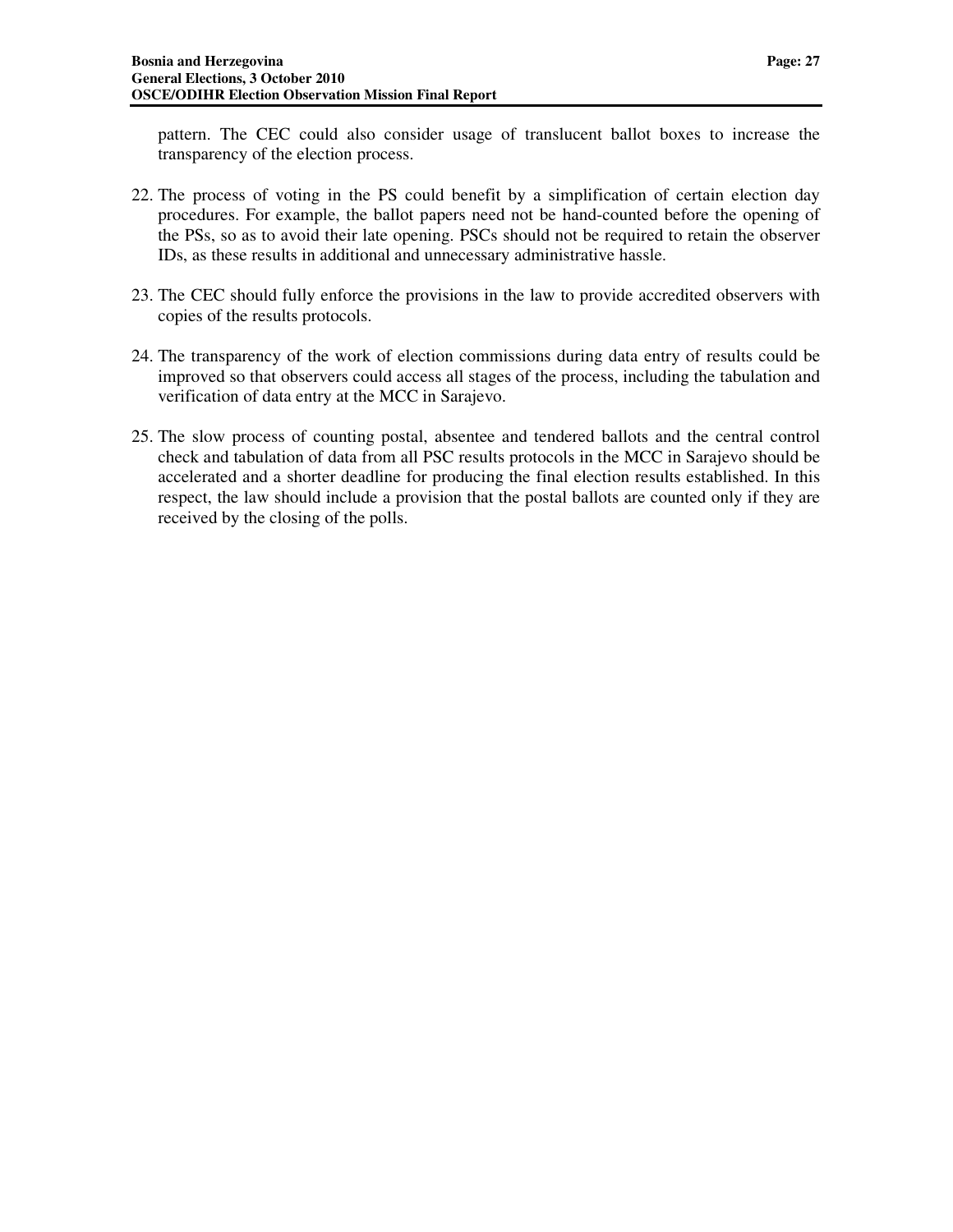pattern. The CEC could also consider usage of translucent ballot boxes to increase the transparency of the election process.

22. The process of voting in the PS could benefit by a simplification of certain election day procedures. For example, the ballot papers need not be hand-counted before the opening of the PSs, so as to avoid their late opening. PSCs should not be required to retain the observer IDs, as these results in additional and unnecessary administrative hassle.

23. The CEC should fully enforce the provisions in the law to provide accredited observers with copies of the results protocols.

24. The transparency of the work of election commissions during data entry of results could be improved so that observers could access all stages of the process, including the tabulation and verification of data entry at the MCC in Sarajevo.

25. The slow process of counting postal, absentee and tendered ballots and the central control check and tabulation of data from all PSC results protocols in the MCC in Sarajevo should be accelerated and a shorter deadline for producing the final election results established. In this respect, the law should include a provision that the postal ballots are counted only if they are received by the closing of the polls.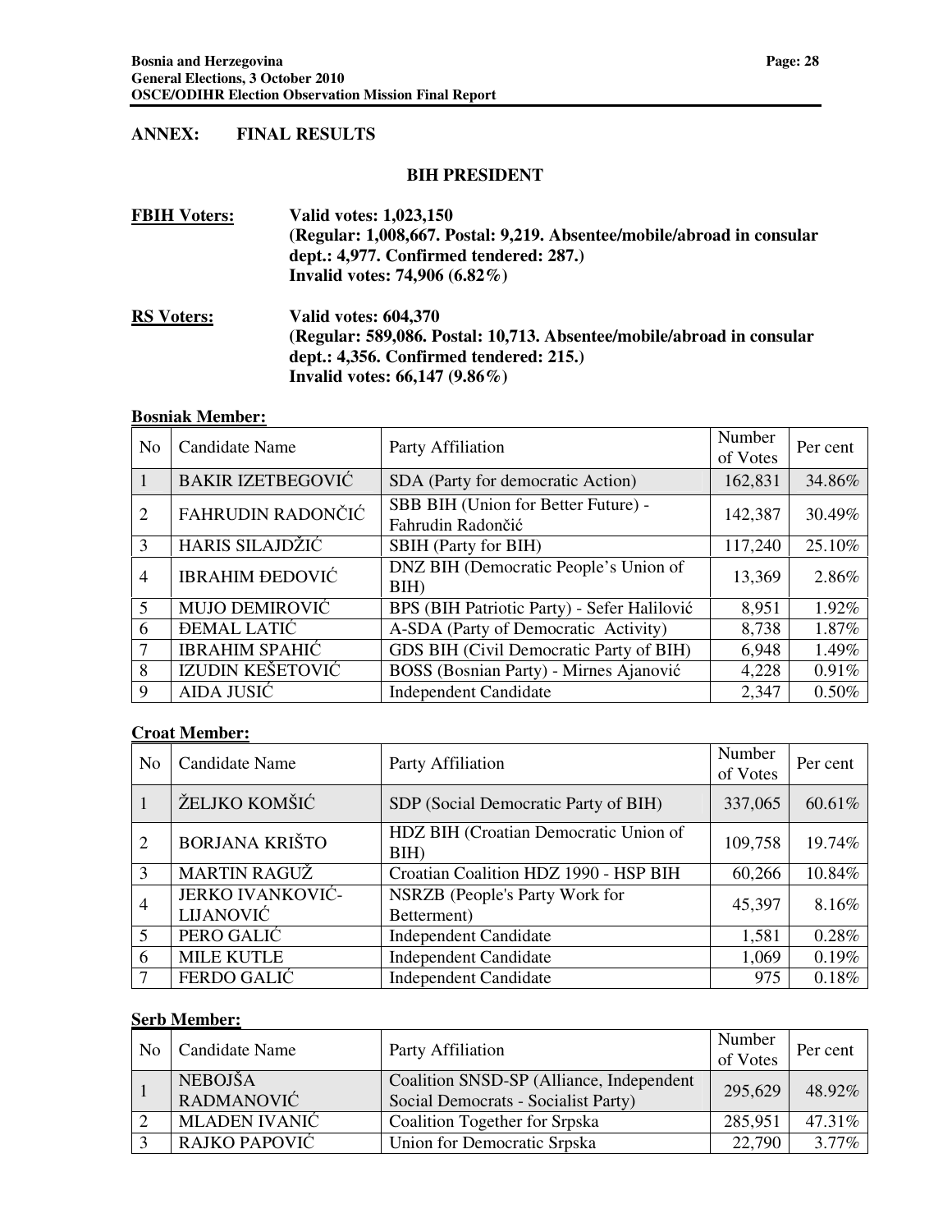## ANNEX: FINAL RESULTS

### BIH PRESIDENT

**FBIH Voters:** **Valid votes: 1,023,150**
**(Regular: 1,008,667. Postal: 9,219. Absentee/mobile/abroad in consular dept.: 4,977. Confirmed tendered: 287.)**
**Invalid votes: 74,906 (6.82%)**

**RS Voters:** **Valid votes: 604,370**
**(Regular: 589,086. Postal: 10,713. Absentee/mobile/abroad in consular dept.: 4,356. Confirmed tendered: 215.)**
**Invalid votes: 66,147 (9.86%)**

**Bosniak Member:**

| No | Candidate Name | Party Affiliation | Number of Votes | Per cent |
|---|---|---|---|---|
| 1 | BAKIR IZETBEGOVIĆ | SDA (Party for democratic Action) | 162,831 | 34.86% |
| 2 | FAHRUDIN RADONČIĆ | SBB BIH (Union for Better Future) - Fahrudin Radončić | 142,387 | 30.49% |
| 3 | HARIS SILAJDŽIĆ | SBIH (Party for BIH) | 117,240 | 25.10% |
| 4 | IBRAHIM ĐEDOVIĆ | DNZ BIH (Democratic People's Union of BIH) | 13,369 | 2.86% |
| 5 | MUJO DEMIROVIĆ | BPS (BIH Patriotic Party) - Sefer Halilović | 8,951 | 1.92% |
| 6 | ĐEMAL LATIĆ | A-SDA (Party of Democratic Activity) | 8,738 | 1.87% |
| 7 | IBRAHIM SPAHIĆ | GDS BIH (Civil Democratic Party of BIH) | 6,948 | 1.49% |
| 8 | IZUDIN KEŠETOVIĆ | BOSS (Bosnian Party) - Mirnes Ajanović | 4,228 | 0.91% |
| 9 | AIDA JUSIĆ | Independent Candidate | 2,347 | 0.50% |

**Croat Member:**

| No | Candidate Name | Party Affiliation | Number of Votes | Per cent |
|---|---|---|---|---|
| 1 | ŽELJKO KOMŠIĆ | SDP (Social Democratic Party of BIH) | 337,065 | 60.61% |
| 2 | BORJANA KRIŠTO | HDZ BIH (Croatian Democratic Union of BIH) | 109,758 | 19.74% |
| 3 | MARTIN RAGUŽ | Croatian Coalition HDZ 1990 - HSP BIH | 60,266 | 10.84% |
| 4 | JERKO IVANKOVIĆ-LIJANOVIĆ | NSRZB (People's Party Work for Betterment) | 45,397 | 8.16% |
| 5 | PERO GALIĆ | Independent Candidate | 1,581 | 0.28% |
| 6 | MILE KUTLE | Independent Candidate | 1,069 | 0.19% |
| 7 | FERDO GALIĆ | Independent Candidate | 975 | 0.18% |

**Serb Member:**

| No | Candidate Name | Party Affiliation | Number of Votes | Per cent |
|---|---|---|---|---|
| 1 | NEBOJŠA RADMANOVIĆ | Coalition SNSD-SP (Alliance, Independent Social Democrats - Socialist Party) | 295,629 | 48.92% |
| 2 | MLADEN IVANIĆ | Coalition Together for Srpska | 285,951 | 47.31% |
| 3 | RAJKO PAPOVIĆ | Union for Democratic Srpska | 22,790 | 3.77% |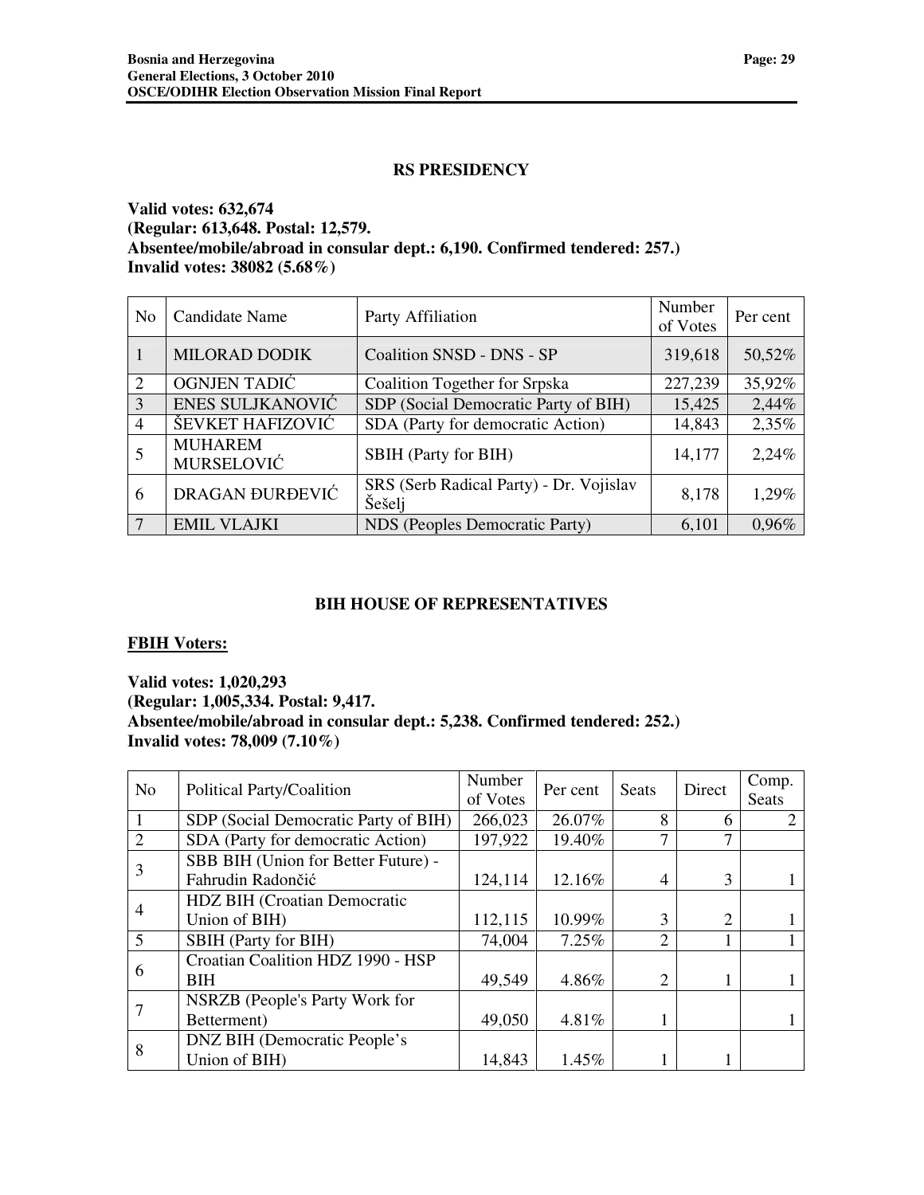## RS PRESIDENCY

**Valid votes: 632,674**
**(Regular: 613,648. Postal: 12,579.**
**Absentee/mobile/abroad in consular dept.: 6,190. Confirmed tendered: 257.)**
**Invalid votes: 38082 (5.68%)**

| No | Candidate Name | Party Affiliation | Number of Votes | Per cent |
|---|---|---|---|---|
| 1 | MILORAD DODIK | Coalition SNSD - DNS - SP | 319,618 | 50,52% |
| 2 | OGNJEN TADIĆ | Coalition Together for Srpska | 227,239 | 35,92% |
| 3 | ENES SULJKANOVIĆ | SDP (Social Democratic Party of BIH) | 15,425 | 2,44% |
| 4 | ŠEVKET HAFIZOVIĆ | SDA (Party for democratic Action) | 14,843 | 2,35% |
| 5 | MUHAREM MURSELOVIĆ | SBIH (Party for BIH) | 14,177 | 2,24% |
| 6 | DRAGAN ĐURĐEVIĆ | SRS (Serb Radical Party) - Dr. Vojislav Šešelj | 8,178 | 1,29% |
| 7 | EMIL VLAJKI | NDS (Peoples Democratic Party) | 6,101 | 0,96% |

## BIH HOUSE OF REPRESENTATIVES

**FBIH Voters:**

**Valid votes: 1,020,293**
**(Regular: 1,005,334. Postal: 9,417.**
**Absentee/mobile/abroad in consular dept.: 5,238. Confirmed tendered: 252.)**
**Invalid votes: 78,009 (7.10%)**

| No | Political Party/Coalition | Number of Votes | Per cent | Seats | Direct | Comp. Seats |
|---|---|---|---|---|---|---|
| 1 | SDP (Social Democratic Party of BIH) | 266,023 | 26.07% | 8 | 6 | 2 |
| 2 | SDA (Party for democratic Action) | 197,922 | 19.40% | 7 | 7 | |
| 3 | SBB BIH (Union for Better Future) - Fahrudin Radončić | 124,114 | 12.16% | 4 | 3 | 1 |
| 4 | HDZ BIH (Croatian Democratic Union of BIH) | 112,115 | 10.99% | 3 | 2 | 1 |
| 5 | SBIH (Party for BIH) | 74,004 | 7.25% | 2 | 1 | 1 |
| 6 | Croatian Coalition HDZ 1990 - HSP BIH | 49,549 | 4.86% | 2 | 1 | 1 |
| 7 | NSRZB (People's Party Work for Betterment) | 49,050 | 4.81% | 1 | | 1 |
| 8 | DNZ BIH (Democratic People's Union of BIH) | 14,843 | 1.45% | 1 | 1 | |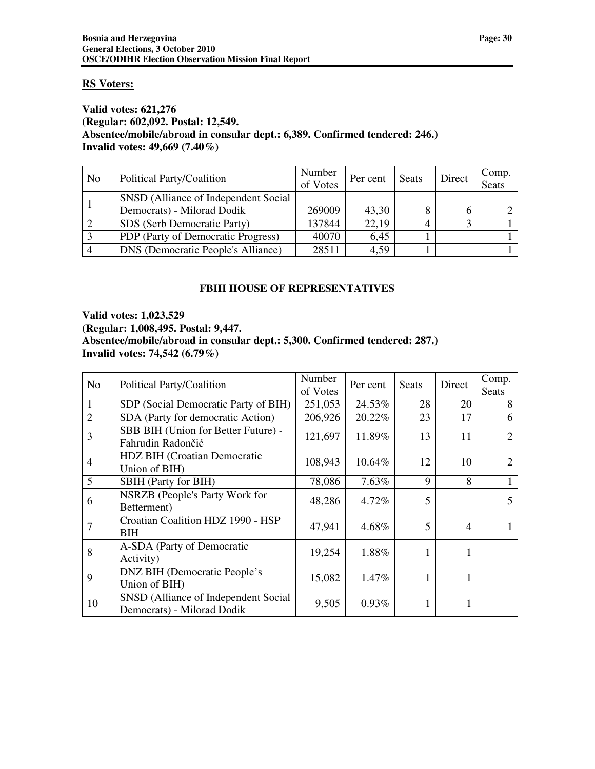**RS Voters:**

**Valid votes: 621,276**
**(Regular: 602,092. Postal: 12,549.**
**Absentee/mobile/abroad in consular dept.: 6,389. Confirmed tendered: 246.)**
**Invalid votes: 49,669 (7.40%)**

| No | Political Party/Coalition | Number of Votes | Per cent | Seats | Direct | Comp. Seats |
|---|---|---|---|---|---|---|
| 1 | SNSD (Alliance of Independent Social Democrats) - Milorad Dodik | 269009 | 43,30 | 8 | 6 | 2 |
| 2 | SDS (Serb Democratic Party) | 137844 | 22,19 | 4 | 3 | 1 |
| 3 | PDP (Party of Democratic Progress) | 40070 | 6,45 | 1 | | 1 |
| 4 | DNS (Democratic People's Alliance) | 28511 | 4,59 | 1 | | 1 |

## FBIH HOUSE OF REPRESENTATIVES

**Valid votes: 1,023,529**
**(Regular: 1,008,495. Postal: 9,447.**
**Absentee/mobile/abroad in consular dept.: 5,300. Confirmed tendered: 287.)**
**Invalid votes: 74,542 (6.79%)**

| No | Political Party/Coalition | Number of Votes | Per cent | Seats | Direct | Comp. Seats |
|---|---|---|---|---|---|---|
| 1 | SDP (Social Democratic Party of BIH) | 251,053 | 24.53% | 28 | 20 | 8 |
| 2 | SDA (Party for democratic Action) | 206,926 | 20.22% | 23 | 17 | 6 |
| 3 | SBB BIH (Union for Better Future) - Fahrudin Radončić | 121,697 | 11.89% | 13 | 11 | 2 |
| 4 | HDZ BIH (Croatian Democratic Union of BIH) | 108,943 | 10.64% | 12 | 10 | 2 |
| 5 | SBIH (Party for BIH) | 78,086 | 7.63% | 9 | 8 | 1 |
| 6 | NSRZB (People's Party Work for Betterment) | 48,286 | 4.72% | 5 | | 5 |
| 7 | Croatian Coalition HDZ 1990 - HSP BIH | 47,941 | 4.68% | 5 | 4 | 1 |
| 8 | A-SDA (Party of Democratic Activity) | 19,254 | 1.88% | 1 | 1 | |
| 9 | DNZ BIH (Democratic People's Union of BIH) | 15,082 | 1.47% | 1 | 1 | |
| 10 | SNSD (Alliance of Independent Social Democrats) - Milorad Dodik | 9,505 | 0.93% | 1 | 1 | |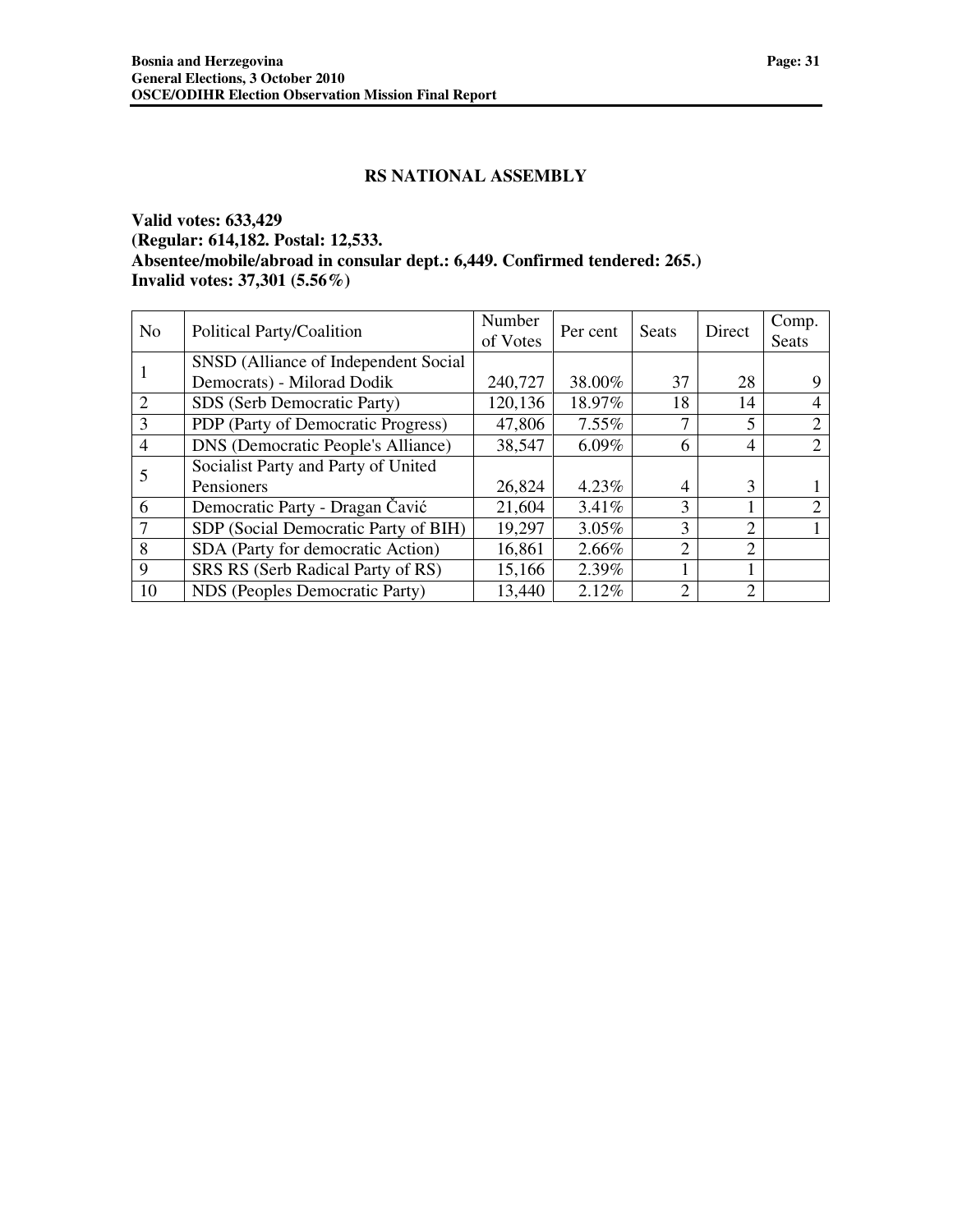## RS NATIONAL ASSEMBLY

**Valid votes: 633,429**
**(Regular: 614,182. Postal: 12,533.**
**Absentee/mobile/abroad in consular dept.: 6,449. Confirmed tendered: 265.)**
**Invalid votes: 37,301 (5.56%)**

| No | Political Party/Coalition | Number of Votes | Per cent | Seats | Direct | Comp. Seats |
|---|---|---|---|---|---|---|
| 1 | SNSD (Alliance of Independent Social Democrats) - Milorad Dodik | 240,727 | 38.00% | 37 | 28 | 9 |
| 2 | SDS (Serb Democratic Party) | 120,136 | 18.97% | 18 | 14 | 4 |
| 3 | PDP (Party of Democratic Progress) | 47,806 | 7.55% | 7 | 5 | 2 |
| 4 | DNS (Democratic People's Alliance) | 38,547 | 6.09% | 6 | 4 | 2 |
| 5 | Socialist Party and Party of United Pensioners | 26,824 | 4.23% | 4 | 3 | 1 |
| 6 | Democratic Party - Dragan Čavić | 21,604 | 3.41% | 3 | 1 | 2 |
| 7 | SDP (Social Democratic Party of BIH) | 19,297 | 3.05% | 3 | 2 | 1 |
| 8 | SDA (Party for democratic Action) | 16,861 | 2.66% | 2 | 2 | |
| 9 | SRS RS (Serb Radical Party of RS) | 15,166 | 2.39% | 1 | 1 | |
| 10 | NDS (Peoples Democratic Party) | 13,440 | 2.12% | 2 | 2 | |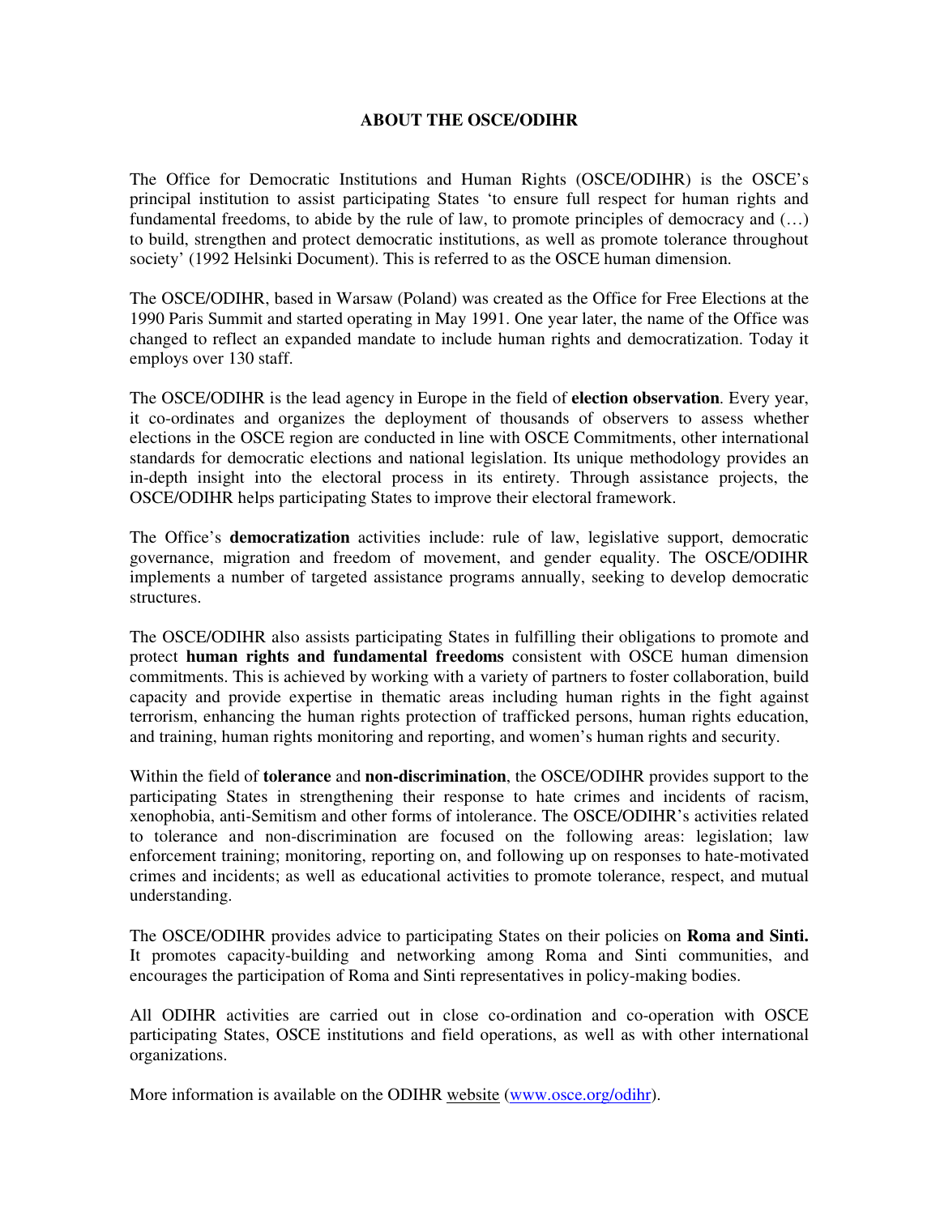# ABOUT THE OSCE/ODIHR

The Office for Democratic Institutions and Human Rights (OSCE/ODIHR) is the OSCE's principal institution to assist participating States 'to ensure full respect for human rights and fundamental freedoms, to abide by the rule of law, to promote principles of democracy and (…) to build, strengthen and protect democratic institutions, as well as promote tolerance throughout society' (1992 Helsinki Document). This is referred to as the OSCE human dimension.

The OSCE/ODIHR, based in Warsaw (Poland) was created as the Office for Free Elections at the 1990 Paris Summit and started operating in May 1991. One year later, the name of the Office was changed to reflect an expanded mandate to include human rights and democratization. Today it employs over 130 staff.

The OSCE/ODIHR is the lead agency in Europe in the field of **election observation**. Every year, it co-ordinates and organizes the deployment of thousands of observers to assess whether elections in the OSCE region are conducted in line with OSCE Commitments, other international standards for democratic elections and national legislation. Its unique methodology provides an in-depth insight into the electoral process in its entirety. Through assistance projects, the OSCE/ODIHR helps participating States to improve their electoral framework.

The Office's **democratization** activities include: rule of law, legislative support, democratic governance, migration and freedom of movement, and gender equality. The OSCE/ODIHR implements a number of targeted assistance programs annually, seeking to develop democratic structures.

The OSCE/ODIHR also assists participating States in fulfilling their obligations to promote and protect **human rights and fundamental freedoms** consistent with OSCE human dimension commitments. This is achieved by working with a variety of partners to foster collaboration, build capacity and provide expertise in thematic areas including human rights in the fight against terrorism, enhancing the human rights protection of trafficked persons, human rights education, and training, human rights monitoring and reporting, and women's human rights and security.

Within the field of **tolerance** and **non-discrimination**, the OSCE/ODIHR provides support to the participating States in strengthening their response to hate crimes and incidents of racism, xenophobia, anti-Semitism and other forms of intolerance. The OSCE/ODIHR's activities related to tolerance and non-discrimination are focused on the following areas: legislation; law enforcement training; monitoring, reporting on, and following up on responses to hate-motivated crimes and incidents; as well as educational activities to promote tolerance, respect, and mutual understanding.

The OSCE/ODIHR provides advice to participating States on their policies on **Roma and Sinti.** It promotes capacity-building and networking among Roma and Sinti communities, and encourages the participation of Roma and Sinti representatives in policy-making bodies.

All ODIHR activities are carried out in close co-ordination and co-operation with OSCE participating States, OSCE institutions and field operations, as well as with other international organizations.

More information is available on the ODIHR website (www.osce.org/odihr).